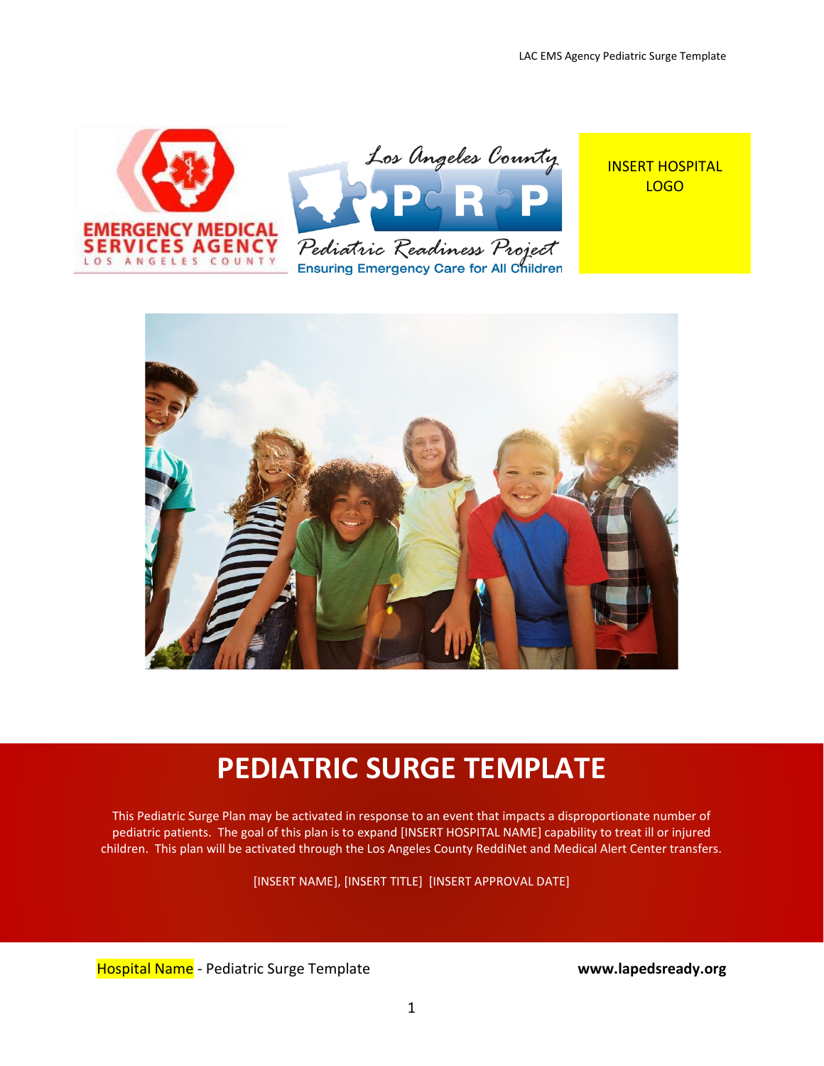INSERT HOSPITAL LOGO

# PEDIATRIC SURGE TEMPLATE

This Pediatric Surge Plan may be activated in response to an event that impacts a disproportionate number of pediatric patients. The goal of this plan is to expand [INSERT HOSPITAL NAME] capability to treat ill or injured children. This plan will be activated through the Los Angeles County ReddiNet and Medical Alert Center transfers.

[INSERT NAME], [INSERT TITLE] [INSERT APPROVAL DATE]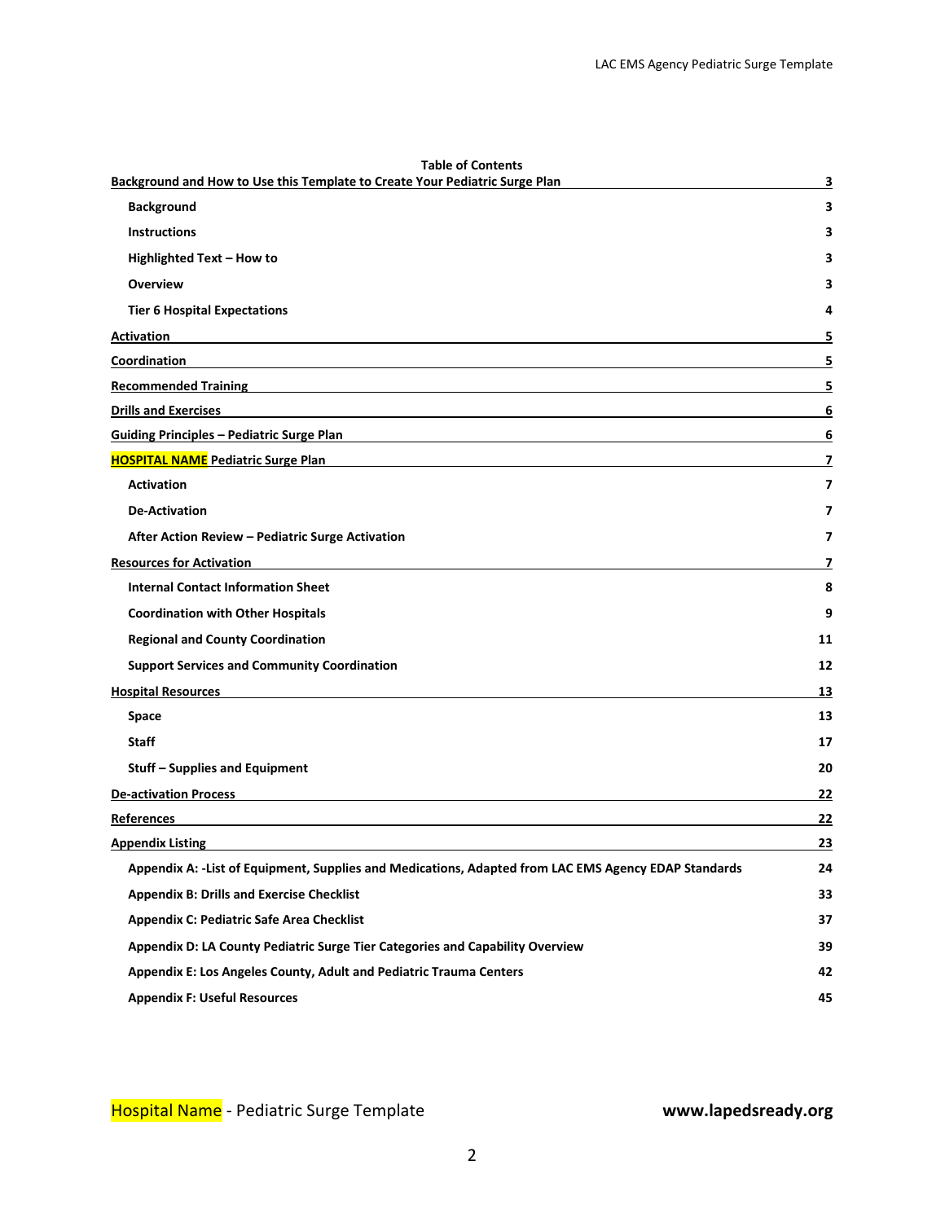**Table of Contents**

| | |
|---|---|
| **Background and How to Use this Template to Create Your Pediatric Surge Plan** | **3** |
| **Background** | **3** |
| **Instructions** | **3** |
| **Highlighted Text – How to** | **3** |
| **Overview** | **3** |
| **Tier 6 Hospital Expectations** | **4** |
| **Activation** | **5** |
| **Coordination** | **5** |
| **Recommended Training** | **5** |
| **Drills and Exercises** | **6** |
| **Guiding Principles – Pediatric Surge Plan** | **6** |
| **HOSPITAL NAME Pediatric Surge Plan** | **7** |
| **Activation** | **7** |
| **De-Activation** | **7** |
| **After Action Review – Pediatric Surge Activation** | **7** |
| **Resources for Activation** | **7** |
| **Internal Contact Information Sheet** | **8** |
| **Coordination with Other Hospitals** | **9** |
| **Regional and County Coordination** | **11** |
| **Support Services and Community Coordination** | **12** |
| **Hospital Resources** | **13** |
| **Space** | **13** |
| **Staff** | **17** |
| **Stuff – Supplies and Equipment** | **20** |
| **De-activation Process** | **22** |
| **References** | **22** |
| **Appendix Listing** | **23** |
| **Appendix A: -List of Equipment, Supplies and Medications, Adapted from LAC EMS Agency EDAP Standards** | **24** |
| **Appendix B: Drills and Exercise Checklist** | **33** |
| **Appendix C: Pediatric Safe Area Checklist** | **37** |
| **Appendix D: LA County Pediatric Surge Tier Categories and Capability Overview** | **39** |
| **Appendix E: Los Angeles County, Adult and Pediatric Trauma Centers** | **42** |
| **Appendix F: Useful Resources** | **45** |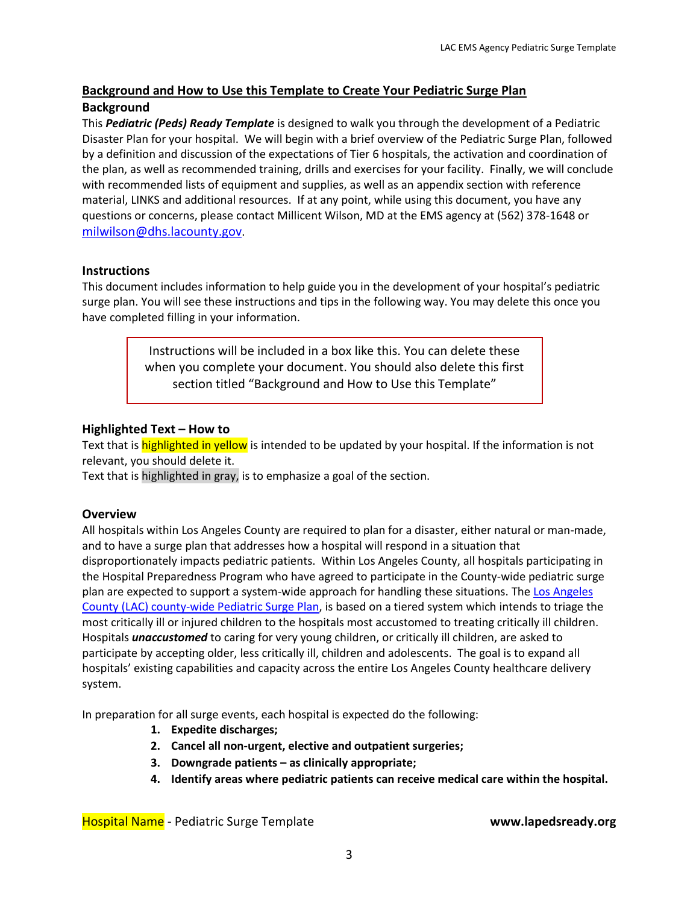## Background and How to Use this Template to Create Your Pediatric Surge Plan

### Background

This ***Pediatric (Peds) Ready Template*** is designed to walk you through the development of a Pediatric Disaster Plan for your hospital. We will begin with a brief overview of the Pediatric Surge Plan, followed by a definition and discussion of the expectations of Tier 6 hospitals, the activation and coordination of the plan, as well as recommended training, drills and exercises for your facility. Finally, we will conclude with recommended lists of equipment and supplies, as well as an appendix section with reference material, LINKS and additional resources. If at any point, while using this document, you have any questions or concerns, please contact Millicent Wilson, MD at the EMS agency at (562) 378-1648 or milwilson@dhs.lacounty.gov.

### Instructions

This document includes information to help guide you in the development of your hospital's pediatric surge plan. You will see these instructions and tips in the following way. You may delete this once you have completed filling in your information.

> Instructions will be included in a box like this. You can delete these when you complete your document. You should also delete this first section titled "Background and How to Use this Template"

### Highlighted Text – How to

Text that is highlighted in yellow is intended to be updated by your hospital. If the information is not relevant, you should delete it.

Text that is highlighted in gray, is to emphasize a goal of the section.

### Overview

All hospitals within Los Angeles County are required to plan for a disaster, either natural or man-made, and to have a surge plan that addresses how a hospital will respond in a situation that disproportionately impacts pediatric patients. Within Los Angeles County, all hospitals participating in the Hospital Preparedness Program who have agreed to participate in the County-wide pediatric surge plan are expected to support a system-wide approach for handling these situations. The Los Angeles County (LAC) county-wide Pediatric Surge Plan, is based on a tiered system which intends to triage the most critically ill or injured children to the hospitals most accustomed to treating critically ill children. Hospitals ***unaccustomed*** to caring for very young children, or critically ill children, are asked to participate by accepting older, less critically ill, children and adolescents. The goal is to expand all hospitals' existing capabilities and capacity across the entire Los Angeles County healthcare delivery system.

In preparation for all surge events, each hospital is expected do the following:

1. **Expedite discharges;**
2. **Cancel all non-urgent, elective and outpatient surgeries;**
3. **Downgrade patients – as clinically appropriate;**
4. **Identify areas where pediatric patients can receive medical care within the hospital.**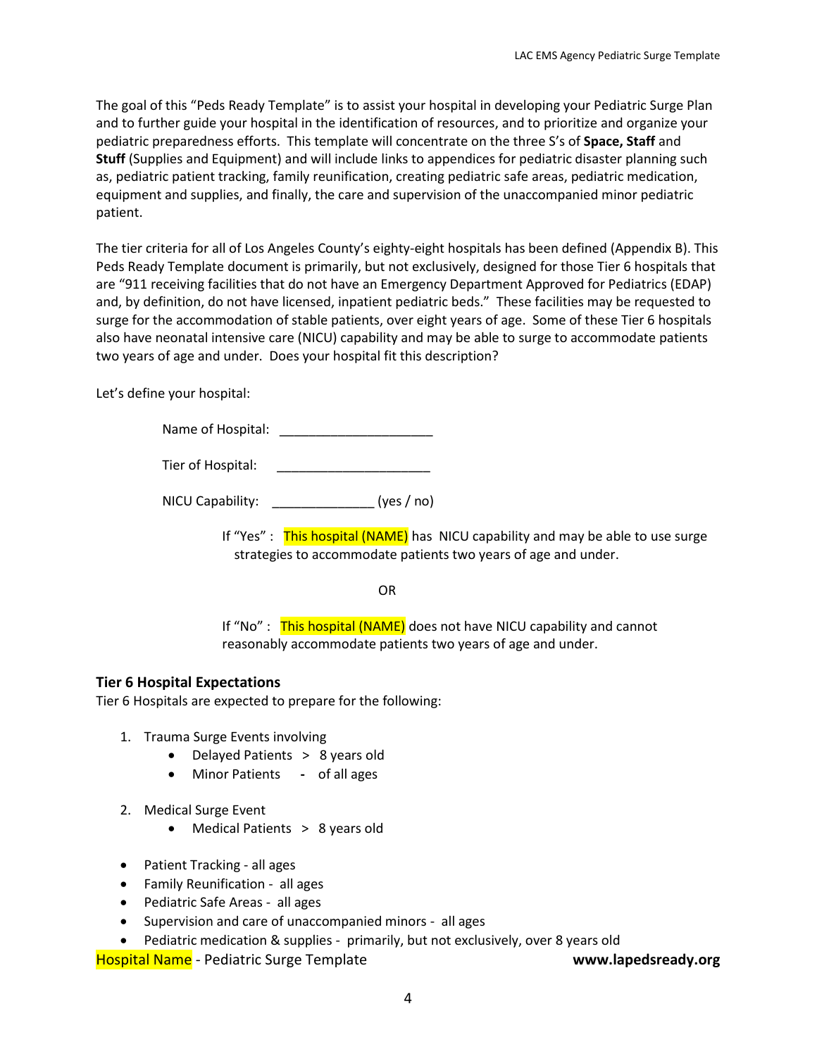The goal of this "Peds Ready Template" is to assist your hospital in developing your Pediatric Surge Plan and to further guide your hospital in the identification of resources, and to prioritize and organize your pediatric preparedness efforts. This template will concentrate on the three S's of **Space, Staff** and **Stuff** (Supplies and Equipment) and will include links to appendices for pediatric disaster planning such as, pediatric patient tracking, family reunification, creating pediatric safe areas, pediatric medication, equipment and supplies, and finally, the care and supervision of the unaccompanied minor pediatric patient.

The tier criteria for all of Los Angeles County's eighty-eight hospitals has been defined (Appendix B). This Peds Ready Template document is primarily, but not exclusively, designed for those Tier 6 hospitals that are "911 receiving facilities that do not have an Emergency Department Approved for Pediatrics (EDAP) and, by definition, do not have licensed, inpatient pediatric beds." These facilities may be requested to surge for the accommodation of stable patients, over eight years of age. Some of these Tier 6 hospitals also have neonatal intensive care (NICU) capability and may be able to surge to accommodate patients two years of age and under. Does your hospital fit this description?

Let's define your hospital:

Name of Hospital: _____________________

Tier of Hospital: _____________________

NICU Capability: ______________ (yes / no)

If "Yes" : This hospital (NAME) has NICU capability and may be able to use surge strategies to accommodate patients two years of age and under.

OR

If "No" : This hospital (NAME) does not have NICU capability and cannot reasonably accommodate patients two years of age and under.

### Tier 6 Hospital Expectations

Tier 6 Hospitals are expected to prepare for the following:

1. Trauma Surge Events involving
   - Delayed Patients > 8 years old
   - Minor Patients - of all ages
2. Medical Surge Event
   - Medical Patients > 8 years old

- Patient Tracking - all ages
- Family Reunification - all ages
- Pediatric Safe Areas - all ages
- Supervision and care of unaccompanied minors - all ages
- Pediatric medication & supplies - primarily, but not exclusively, over 8 years old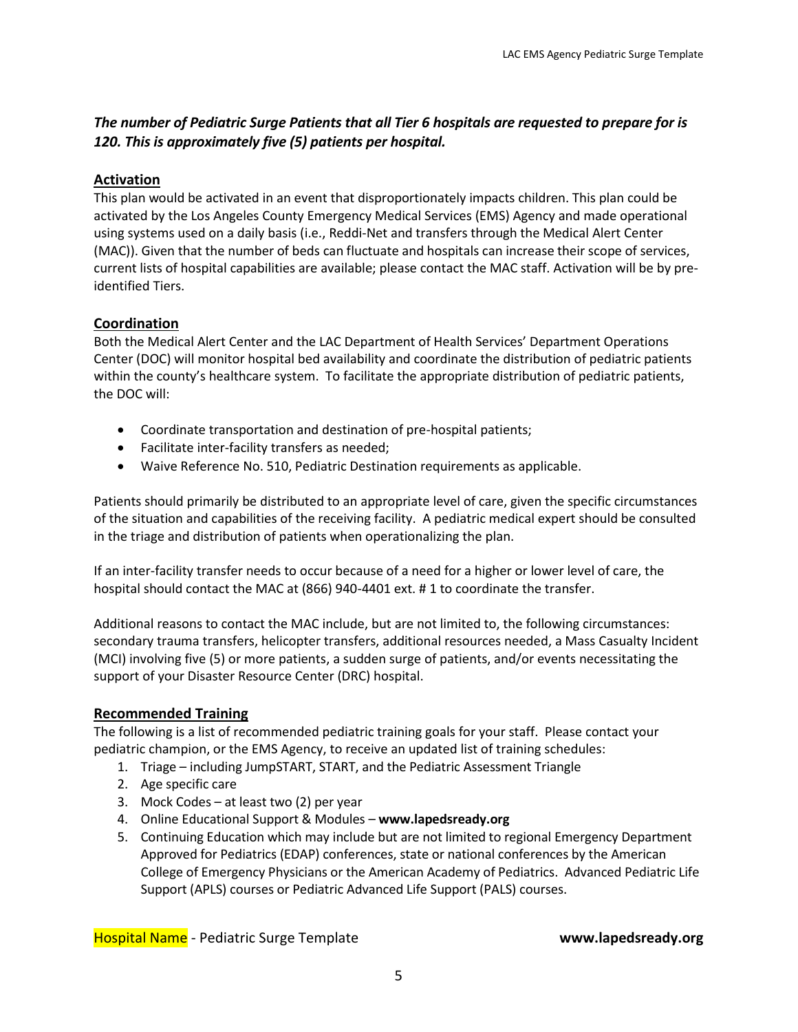***The number of Pediatric Surge Patients that all Tier 6 hospitals are requested to prepare for is 120. This is approximately five (5) patients per hospital.***

## Activation

This plan would be activated in an event that disproportionately impacts children. This plan could be activated by the Los Angeles County Emergency Medical Services (EMS) Agency and made operational using systems used on a daily basis (i.e., Reddi-Net and transfers through the Medical Alert Center (MAC)). Given that the number of beds can fluctuate and hospitals can increase their scope of services, current lists of hospital capabilities are available; please contact the MAC staff. Activation will be by pre-identified Tiers.

## Coordination

Both the Medical Alert Center and the LAC Department of Health Services' Department Operations Center (DOC) will monitor hospital bed availability and coordinate the distribution of pediatric patients within the county's healthcare system. To facilitate the appropriate distribution of pediatric patients, the DOC will:

- Coordinate transportation and destination of pre-hospital patients;
- Facilitate inter-facility transfers as needed;
- Waive Reference No. 510, Pediatric Destination requirements as applicable.

Patients should primarily be distributed to an appropriate level of care, given the specific circumstances of the situation and capabilities of the receiving facility. A pediatric medical expert should be consulted in the triage and distribution of patients when operationalizing the plan.

If an inter-facility transfer needs to occur because of a need for a higher or lower level of care, the hospital should contact the MAC at (866) 940-4401 ext. # 1 to coordinate the transfer.

Additional reasons to contact the MAC include, but are not limited to, the following circumstances: secondary trauma transfers, helicopter transfers, additional resources needed, a Mass Casualty Incident (MCI) involving five (5) or more patients, a sudden surge of patients, and/or events necessitating the support of your Disaster Resource Center (DRC) hospital.

## Recommended Training

The following is a list of recommended pediatric training goals for your staff. Please contact your pediatric champion, or the EMS Agency, to receive an updated list of training schedules:

1. Triage – including JumpSTART, START, and the Pediatric Assessment Triangle
2. Age specific care
3. Mock Codes – at least two (2) per year
4. Online Educational Support & Modules – **www.lapedsready.org**
5. Continuing Education which may include but are not limited to regional Emergency Department Approved for Pediatrics (EDAP) conferences, state or national conferences by the American College of Emergency Physicians or the American Academy of Pediatrics. Advanced Pediatric Life Support (APLS) courses or Pediatric Advanced Life Support (PALS) courses.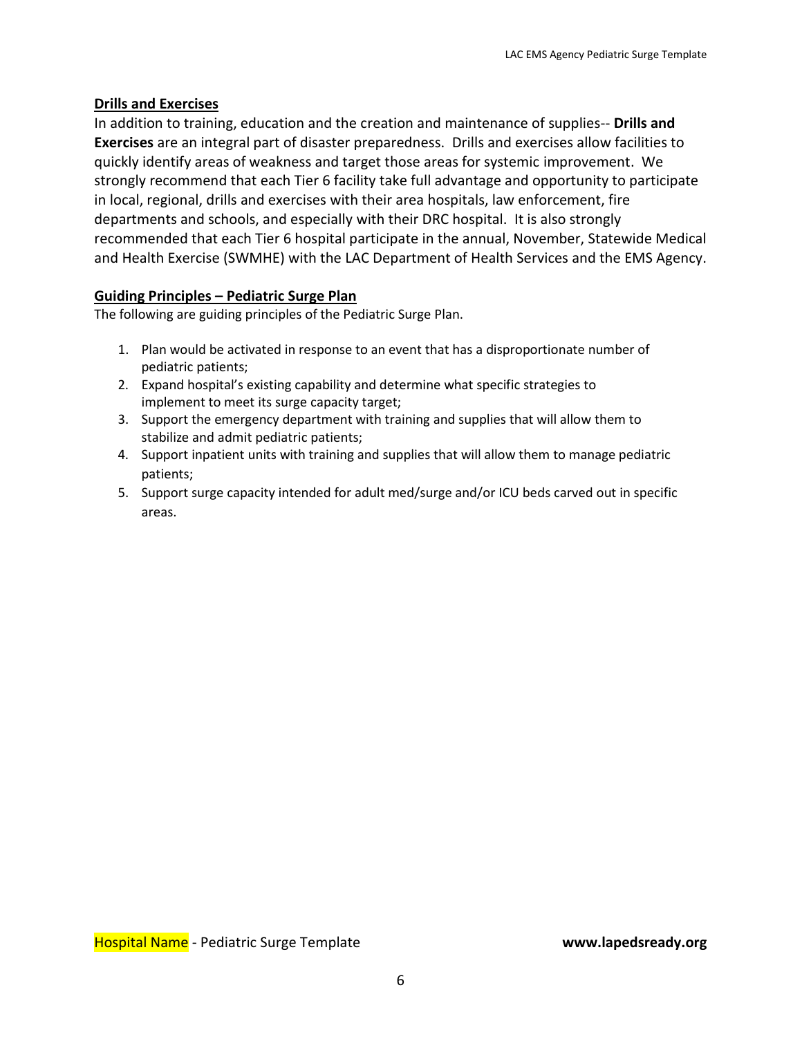## Drills and Exercises

In addition to training, education and the creation and maintenance of supplies-- **Drills and Exercises** are an integral part of disaster preparedness. Drills and exercises allow facilities to quickly identify areas of weakness and target those areas for systemic improvement. We strongly recommend that each Tier 6 facility take full advantage and opportunity to participate in local, regional, drills and exercises with their area hospitals, law enforcement, fire departments and schools, and especially with their DRC hospital. It is also strongly recommended that each Tier 6 hospital participate in the annual, November, Statewide Medical and Health Exercise (SWMHE) with the LAC Department of Health Services and the EMS Agency.

## Guiding Principles – Pediatric Surge Plan

The following are guiding principles of the Pediatric Surge Plan.

1. Plan would be activated in response to an event that has a disproportionate number of pediatric patients;
2. Expand hospital's existing capability and determine what specific strategies to implement to meet its surge capacity target;
3. Support the emergency department with training and supplies that will allow them to stabilize and admit pediatric patients;
4. Support inpatient units with training and supplies that will allow them to manage pediatric patients;
5. Support surge capacity intended for adult med/surge and/or ICU beds carved out in specific areas.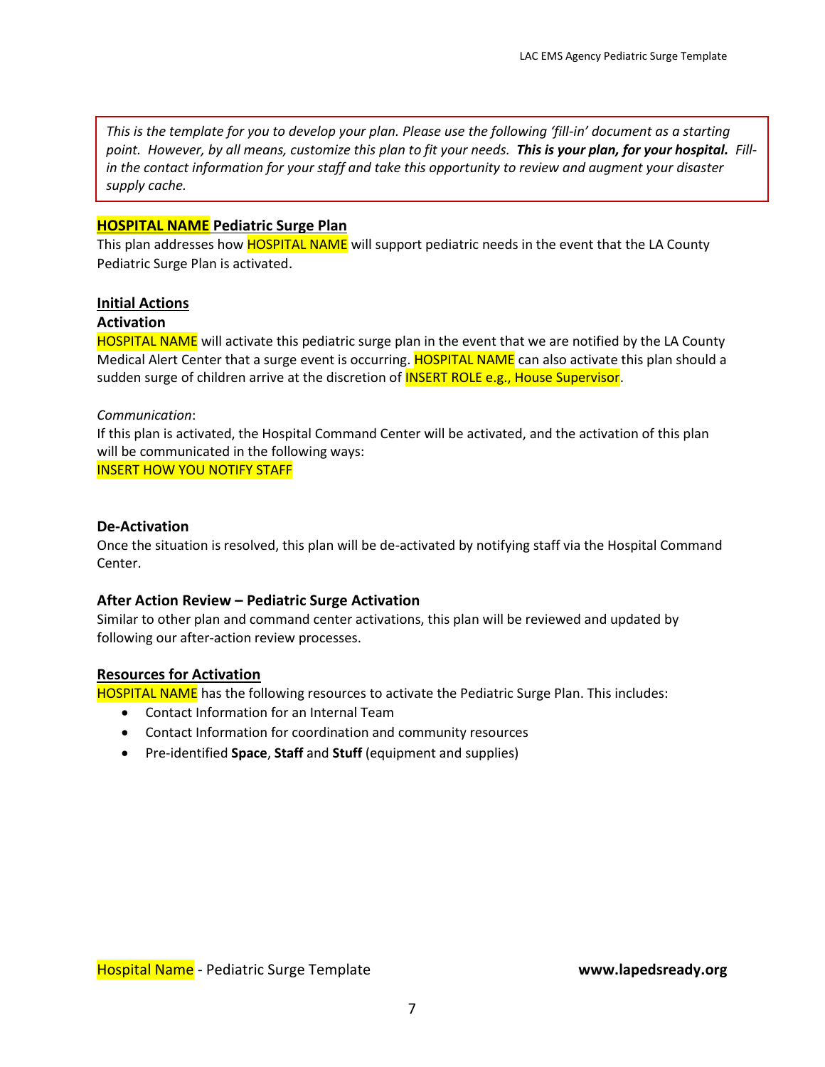*This is the template for you to develop your plan. Please use the following 'fill-in' document as a starting point. However, by all means, customize this plan to fit your needs.* ***This is your plan, for your hospital.*** *Fill-in the contact information for your staff and take this opportunity to review and augment your disaster supply cache.*

## HOSPITAL NAME Pediatric Surge Plan

This plan addresses how HOSPITAL NAME will support pediatric needs in the event that the LA County Pediatric Surge Plan is activated.

### Initial Actions

#### Activation

HOSPITAL NAME will activate this pediatric surge plan in the event that we are notified by the LA County Medical Alert Center that a surge event is occurring. HOSPITAL NAME can also activate this plan should a sudden surge of children arrive at the discretion of INSERT ROLE e.g., House Supervisor.

*Communication*:

If this plan is activated, the Hospital Command Center will be activated, and the activation of this plan will be communicated in the following ways:

INSERT HOW YOU NOTIFY STAFF

#### De-Activation

Once the situation is resolved, this plan will be de-activated by notifying staff via the Hospital Command Center.

#### After Action Review – Pediatric Surge Activation

Similar to other plan and command center activations, this plan will be reviewed and updated by following our after-action review processes.

### Resources for Activation

HOSPITAL NAME has the following resources to activate the Pediatric Surge Plan. This includes:

- Contact Information for an Internal Team
- Contact Information for coordination and community resources
- Pre-identified **Space**, **Staff** and **Stuff** (equipment and supplies)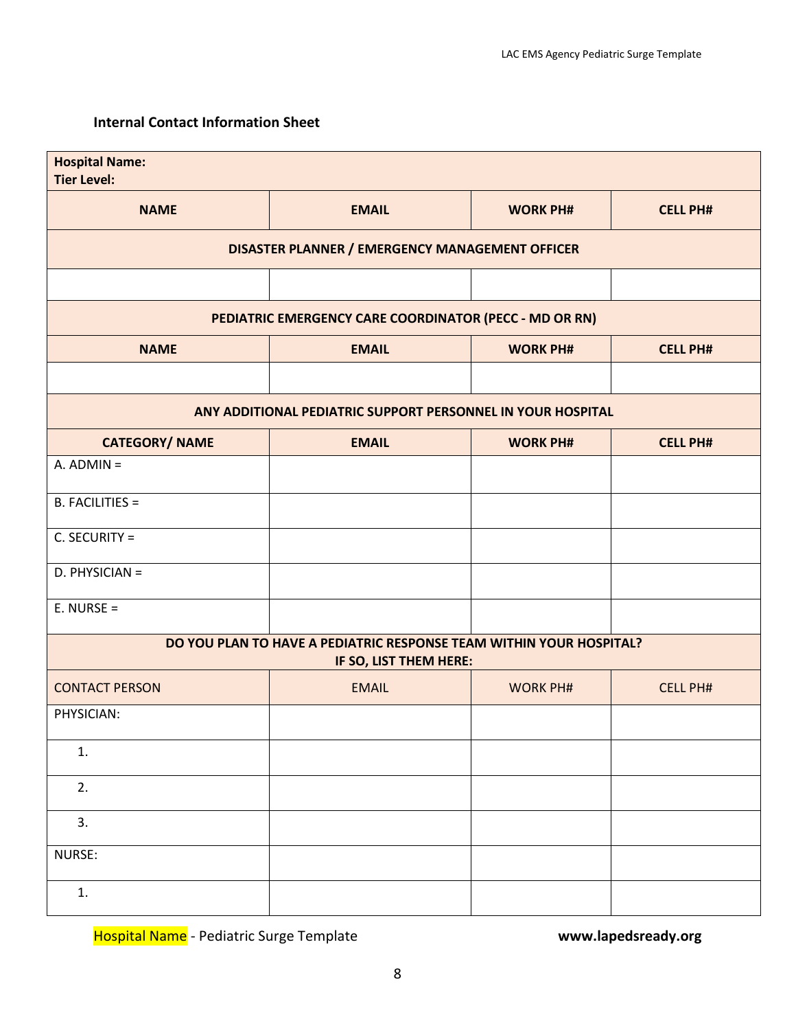### Internal Contact Information Sheet

| **Hospital Name:**<br>**Tier Level:** | | | |
|---|---|---|---|
| **NAME** | **EMAIL** | **WORK PH#** | **CELL PH#** |
| **DISASTER PLANNER / EMERGENCY MANAGEMENT OFFICER** | | | |
| | | | |
| **PEDIATRIC EMERGENCY CARE COORDINATOR (PECC - MD OR RN)** | | | |
| **NAME** | **EMAIL** | **WORK PH#** | **CELL PH#** |
| | | | |
| **ANY ADDITIONAL PEDIATRIC SUPPORT PERSONNEL IN YOUR HOSPITAL** | | | |
| **CATEGORY/ NAME** | **EMAIL** | **WORK PH#** | **CELL PH#** |
| A. ADMIN = | | | |
| B. FACILITIES = | | | |
| C. SECURITY = | | | |
| D. PHYSICIAN = | | | |
| E. NURSE = | | | |
| **DO YOU PLAN TO HAVE A PEDIATRIC RESPONSE TEAM WITHIN YOUR HOSPITAL? IF SO, LIST THEM HERE:** | | | |
| CONTACT PERSON | EMAIL | WORK PH# | CELL PH# |
| PHYSICIAN: | | | |
| 1. | | | |
| 2. | | | |
| 3. | | | |
| NURSE: | | | |
| 1. | | | |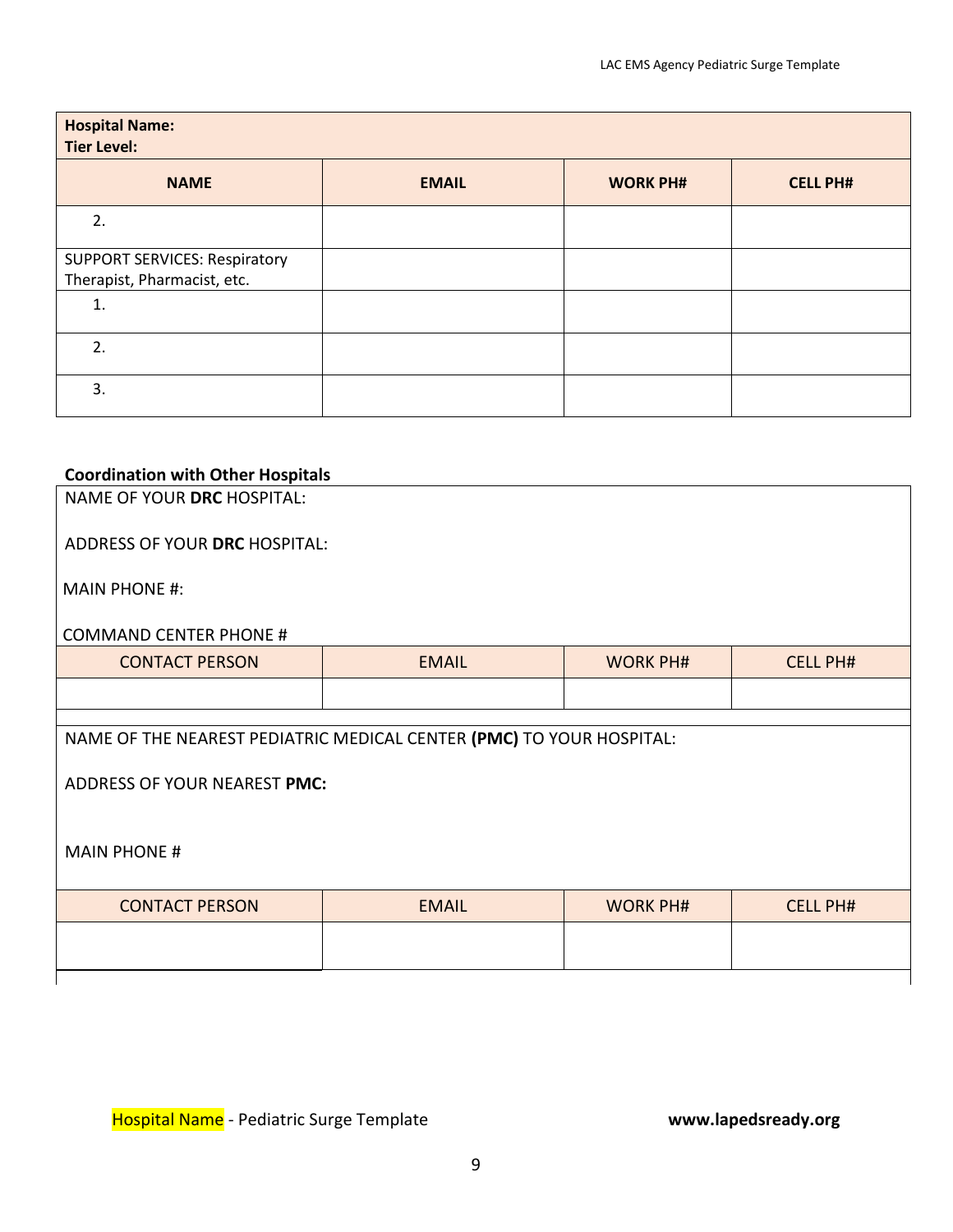| **Hospital Name:**<br>**Tier Level:** | | | |
|---|---|---|---|
| **NAME** | **EMAIL** | **WORK PH#** | **CELL PH#** |
| 2. | | | |
| SUPPORT SERVICES: Respiratory Therapist, Pharmacist, etc. | | | |
| 1. | | | |
| 2. | | | |
| 3. | | | |

**Coordination with Other Hospitals**

NAME OF YOUR **DRC** HOSPITAL:

ADDRESS OF YOUR **DRC** HOSPITAL:

MAIN PHONE #:

COMMAND CENTER PHONE #

| CONTACT PERSON | EMAIL | WORK PH# | CELL PH# |
|---|---|---|---|
| | | | |

NAME OF THE NEAREST PEDIATRIC MEDICAL CENTER **(PMC)** TO YOUR HOSPITAL:

ADDRESS OF YOUR NEAREST **PMC:**

MAIN PHONE #

| CONTACT PERSON | EMAIL | WORK PH# | CELL PH# |
|---|---|---|---|
| | | | |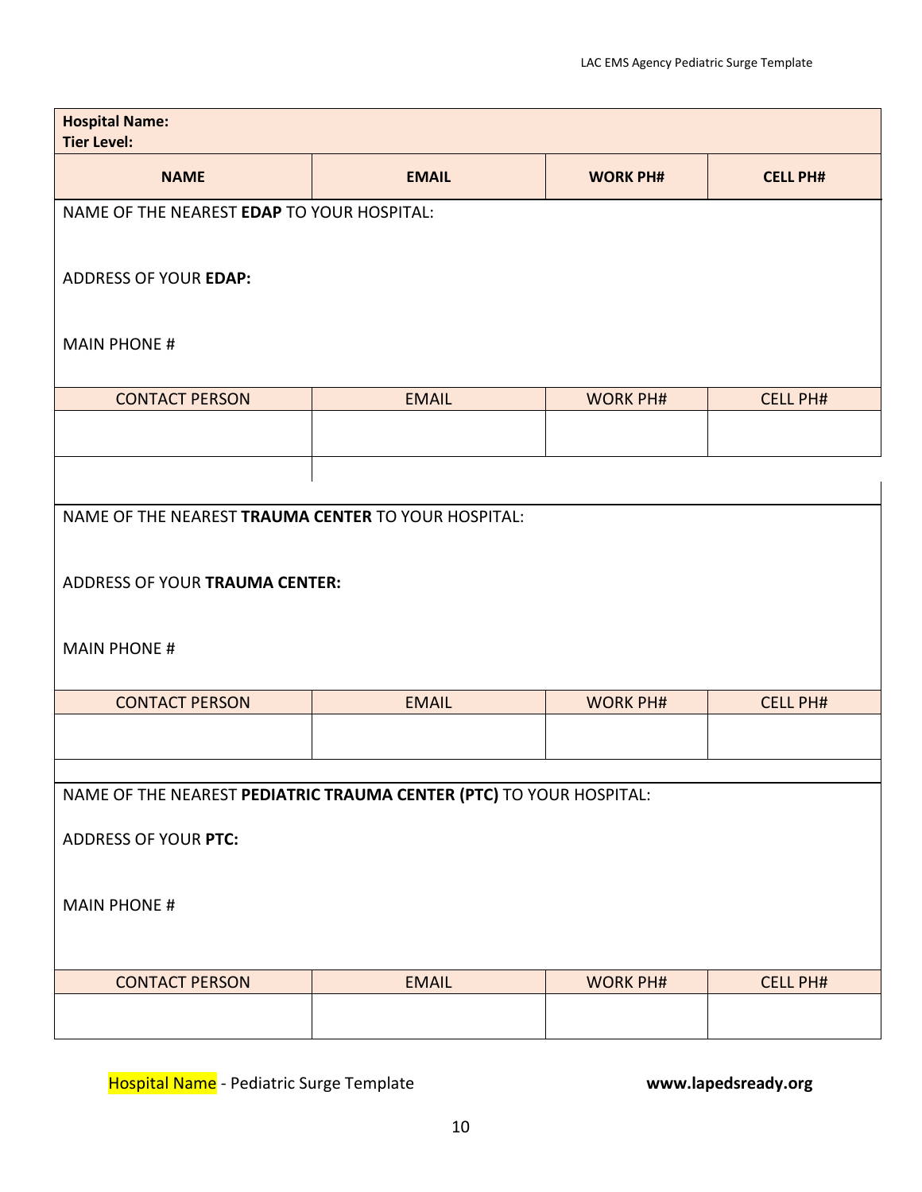**Hospital Name:**
**Tier Level:**

| NAME | EMAIL | WORK PH# | CELL PH# |
|---|---|---|---|

NAME OF THE NEAREST **EDAP** TO YOUR HOSPITAL:

ADDRESS OF YOUR **EDAP:**

MAIN PHONE #

| CONTACT PERSON | EMAIL | WORK PH# | CELL PH# |
|---|---|---|---|
| | | | |

NAME OF THE NEAREST **TRAUMA CENTER** TO YOUR HOSPITAL:

ADDRESS OF YOUR **TRAUMA CENTER:**

MAIN PHONE #

| CONTACT PERSON | EMAIL | WORK PH# | CELL PH# |
|---|---|---|---|
| | | | |

NAME OF THE NEAREST **PEDIATRIC TRAUMA CENTER (PTC)** TO YOUR HOSPITAL:

ADDRESS OF YOUR **PTC:**

MAIN PHONE #

| CONTACT PERSON | EMAIL | WORK PH# | CELL PH# |
|---|---|---|---|
| | | | |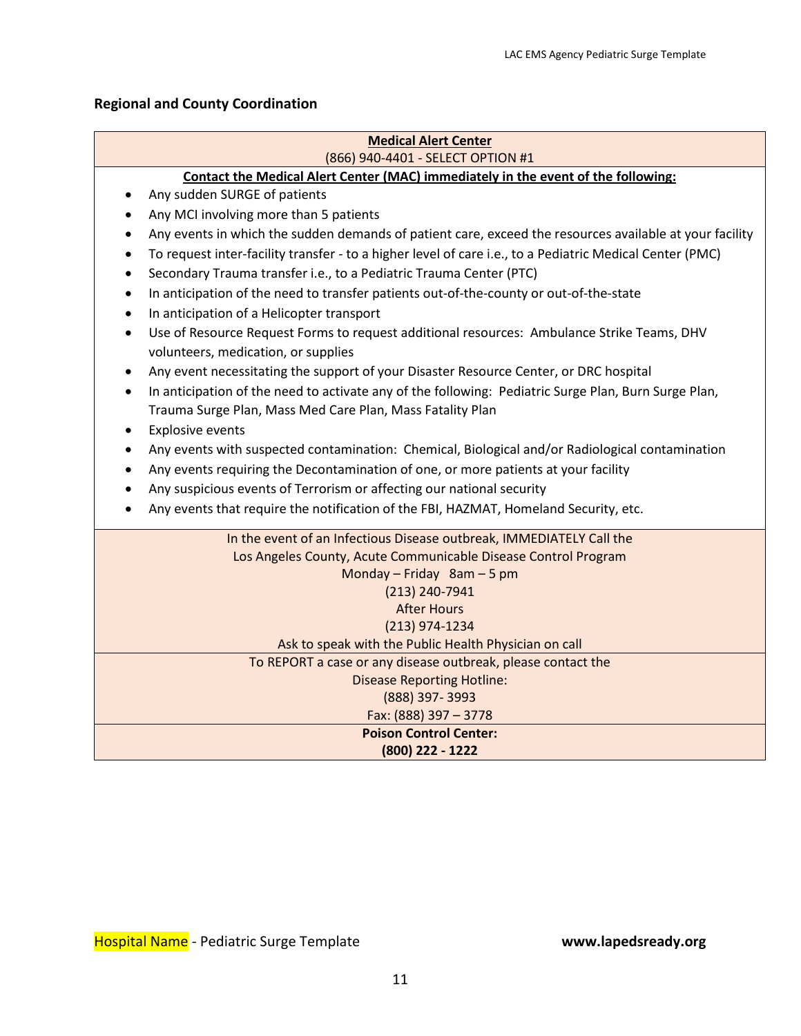## Regional and County Coordination

**<u>Medical Alert Center</u>**

(866) 940-4401 - SELECT OPTION #1

**<u>Contact the Medical Alert Center (MAC) immediately in the event of the following:</u>**

- Any sudden SURGE of patients
- Any MCI involving more than 5 patients
- Any events in which the sudden demands of patient care, exceed the resources available at your facility
- To request inter-facility transfer - to a higher level of care i.e., to a Pediatric Medical Center (PMC)
- Secondary Trauma transfer i.e., to a Pediatric Trauma Center (PTC)
- In anticipation of the need to transfer patients out-of-the-county or out-of-the-state
- In anticipation of a Helicopter transport
- Use of Resource Request Forms to request additional resources: Ambulance Strike Teams, DHV volunteers, medication, or supplies
- Any event necessitating the support of your Disaster Resource Center, or DRC hospital
- In anticipation of the need to activate any of the following: Pediatric Surge Plan, Burn Surge Plan, Trauma Surge Plan, Mass Med Care Plan, Mass Fatality Plan
- Explosive events
- Any events with suspected contamination: Chemical, Biological and/or Radiological contamination
- Any events requiring the Decontamination of one, or more patients at your facility
- Any suspicious events of Terrorism or affecting our national security
- Any events that require the notification of the FBI, HAZMAT, Homeland Security, etc.

In the event of an Infectious Disease outbreak, IMMEDIATELY Call the
Los Angeles County, Acute Communicable Disease Control Program
Monday – Friday 8am – 5 pm
(213) 240-7941
After Hours
(213) 974-1234
Ask to speak with the Public Health Physician on call

To REPORT a case or any disease outbreak, please contact the
Disease Reporting Hotline:
(888) 397- 3993
Fax: (888) 397 – 3778

**Poison Control Center:**
**(800) 222 - 1222**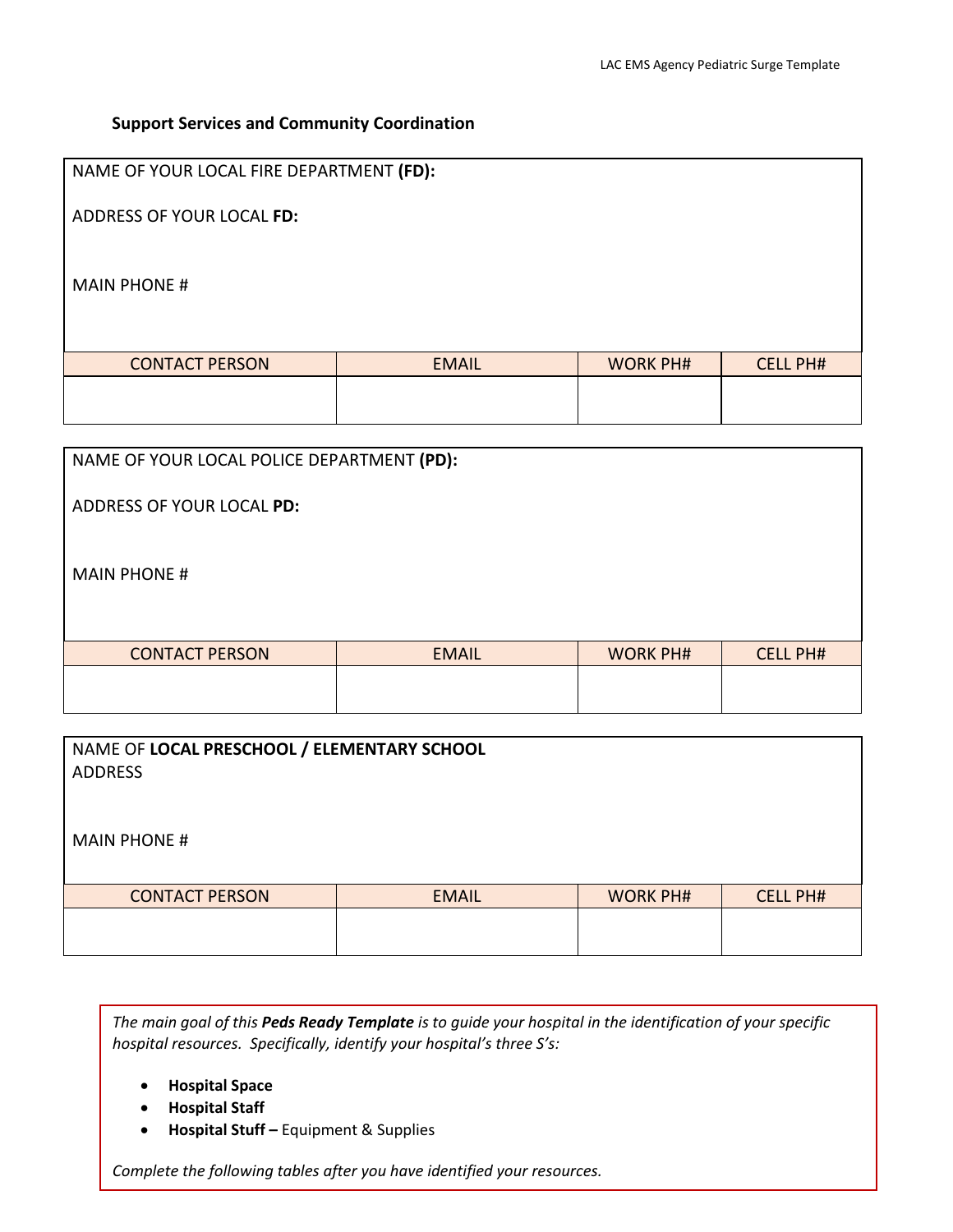### Support Services and Community Coordination

NAME OF YOUR LOCAL FIRE DEPARTMENT **(FD):**

ADDRESS OF YOUR LOCAL **FD:**

MAIN PHONE #

| CONTACT PERSON | EMAIL | WORK PH# | CELL PH# |
|---|---|---|---|
| | | | |

NAME OF YOUR LOCAL POLICE DEPARTMENT **(PD):**

ADDRESS OF YOUR LOCAL **PD:**

MAIN PHONE #

| CONTACT PERSON | EMAIL | WORK PH# | CELL PH# |
|---|---|---|---|
| | | | |

NAME OF **LOCAL PRESCHOOL / ELEMENTARY SCHOOL**
ADDRESS

MAIN PHONE #

| CONTACT PERSON | EMAIL | WORK PH# | CELL PH# |
|---|---|---|---|
| | | | |

*The main goal of this* ***Peds Ready Template*** *is to guide your hospital in the identification of your specific hospital resources. Specifically, identify your hospital's three S's:*

- **Hospital Space**
- **Hospital Staff**
- **Hospital Stuff –** Equipment & Supplies

*Complete the following tables after you have identified your resources.*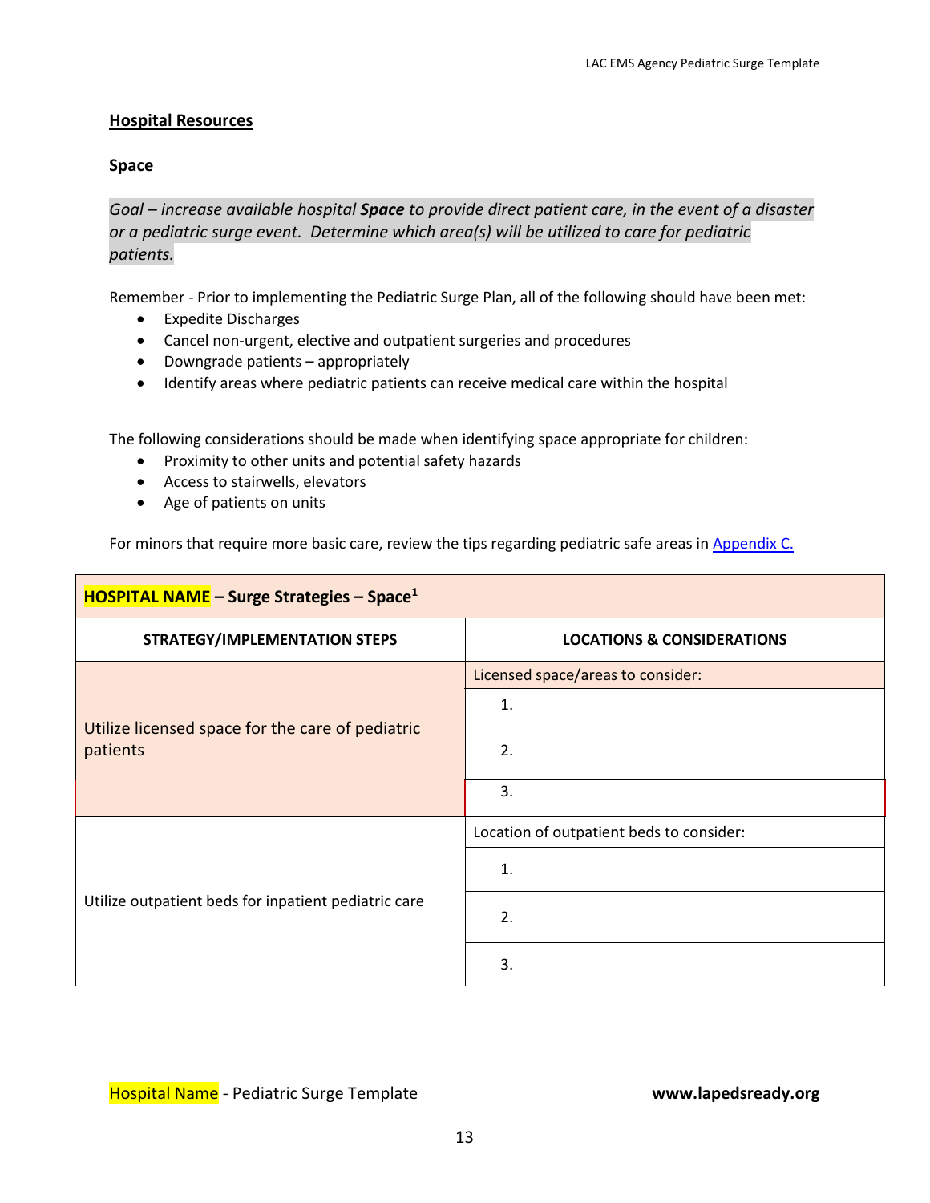## Hospital Resources

### Space

*Goal – increase available hospital **Space** to provide direct patient care, in the event of a disaster or a pediatric surge event. Determine which area(s) will be utilized to care for pediatric patients.*

Remember - Prior to implementing the Pediatric Surge Plan, all of the following should have been met:

- Expedite Discharges
- Cancel non-urgent, elective and outpatient surgeries and procedures
- Downgrade patients – appropriately
- Identify areas where pediatric patients can receive medical care within the hospital

The following considerations should be made when identifying space appropriate for children:

- Proximity to other units and potential safety hazards
- Access to stairwells, elevators
- Age of patients on units

For minors that require more basic care, review the tips regarding pediatric safe areas in Appendix C.

**HOSPITAL NAME – Surge Strategies – Space[1]**

| STRATEGY/IMPLEMENTATION STEPS | LOCATIONS & CONSIDERATIONS |
| --- | --- |
| Utilize licensed space for the care of pediatric patients | Licensed space/areas to consider: |
| | 1. |
| | 2. |
| | 3. |
| Utilize outpatient beds for inpatient pediatric care | Location of outpatient beds to consider: |
| | 1. |
| | 2. |
| | 3. |

Hospital Name - Pediatric Surge Template www.lapedsready.org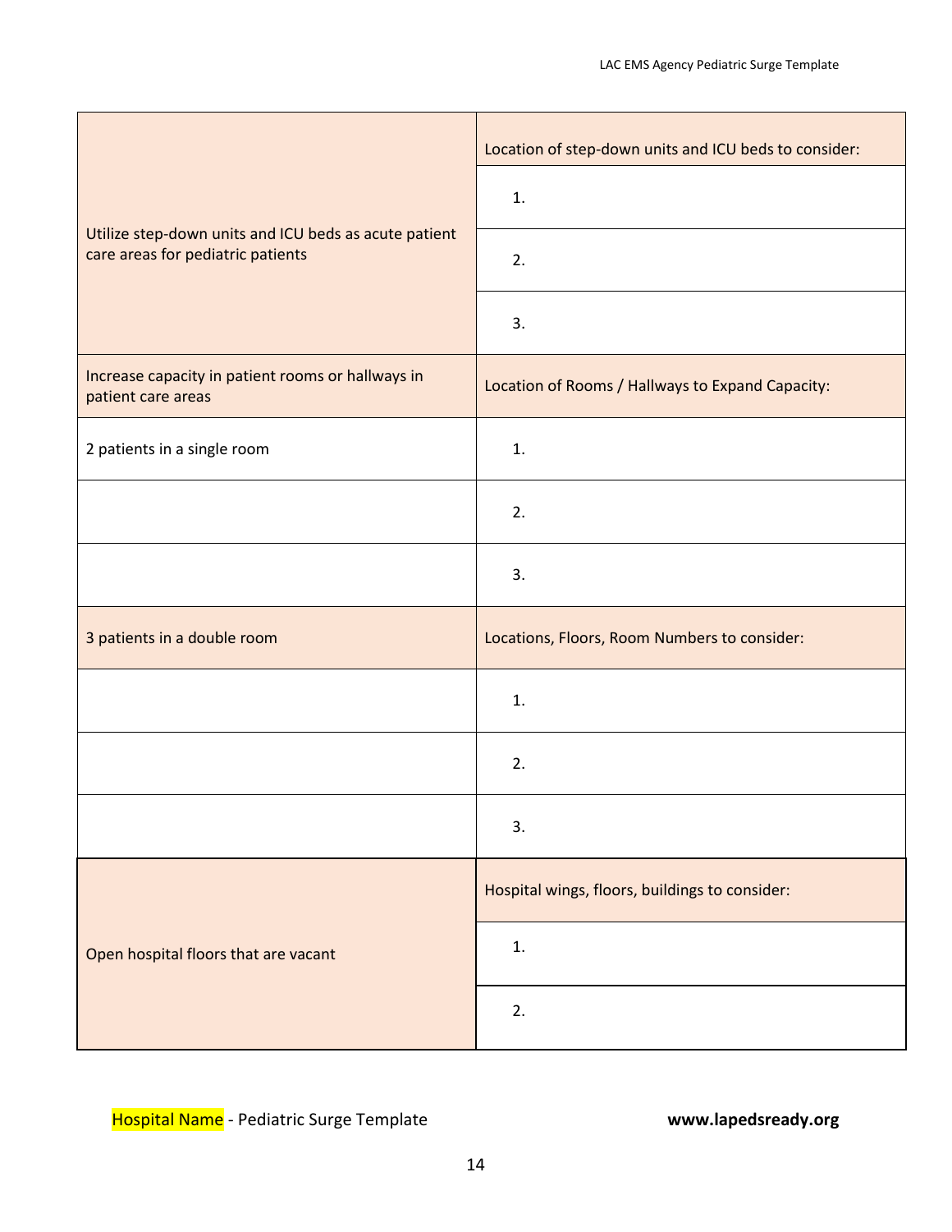| | |
|---|---|
| Utilize step-down units and ICU beds as acute patient care areas for pediatric patients | Location of step-down units and ICU beds to consider: |
| | 1. |
| | 2. |
| | 3. |
| Increase capacity in patient rooms or hallways in patient care areas | Location of Rooms / Hallways to Expand Capacity: |
| 2 patients in a single room | 1. |
| | 2. |
| | 3. |
| 3 patients in a double room | Locations, Floors, Room Numbers to consider: |
| | 1. |
| | 2. |
| | 3. |
| Open hospital floors that are vacant | Hospital wings, floors, buildings to consider: |
| | 1. |
| | 2. |

Hospital Name - Pediatric Surge Template **www.lapedsready.org**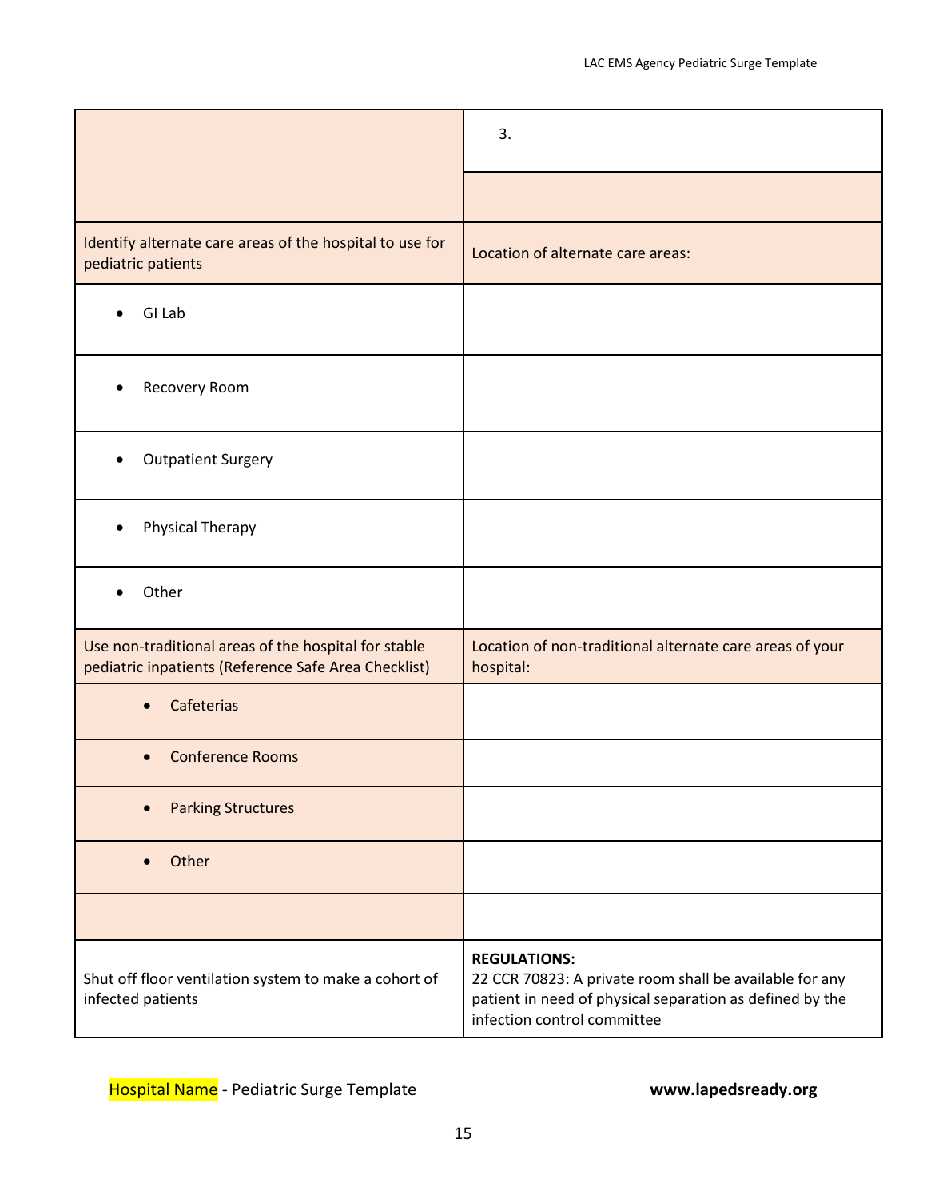| | |
|---|---|
| | 3. |
| | |
| Identify alternate care areas of the hospital to use for pediatric patients | Location of alternate care areas: |
| • GI Lab | |
| • Recovery Room | |
| • Outpatient Surgery | |
| • Physical Therapy | |
| • Other | |
| Use non-traditional areas of the hospital for stable pediatric inpatients (Reference Safe Area Checklist) | Location of non-traditional alternate care areas of your hospital: |
| • Cafeterias | |
| • Conference Rooms | |
| • Parking Structures | |
| • Other | |
| | |
| Shut off floor ventilation system to make a cohort of infected patients | **REGULATIONS:**<br>22 CCR 70823: A private room shall be available for any patient in need of physical separation as defined by the infection control committee |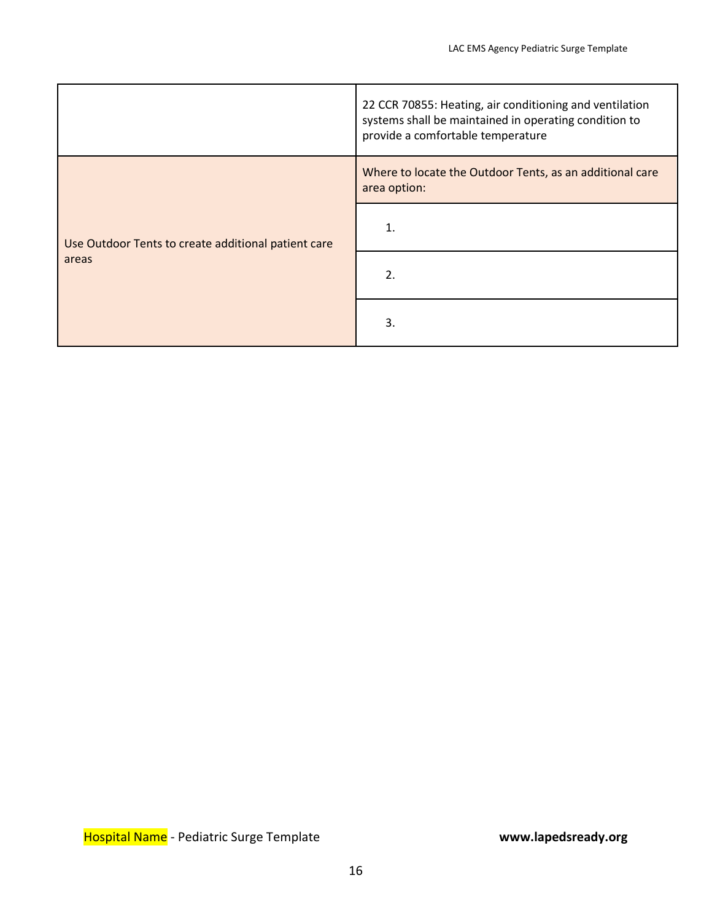| | |
|---|---|
| | 22 CCR 70855: Heating, air conditioning and ventilation systems shall be maintained in operating condition to provide a comfortable temperature |
| Use Outdoor Tents to create additional patient care areas | Where to locate the Outdoor Tents, as an additional care area option: |
| | 1. |
| | 2. |
| | 3. |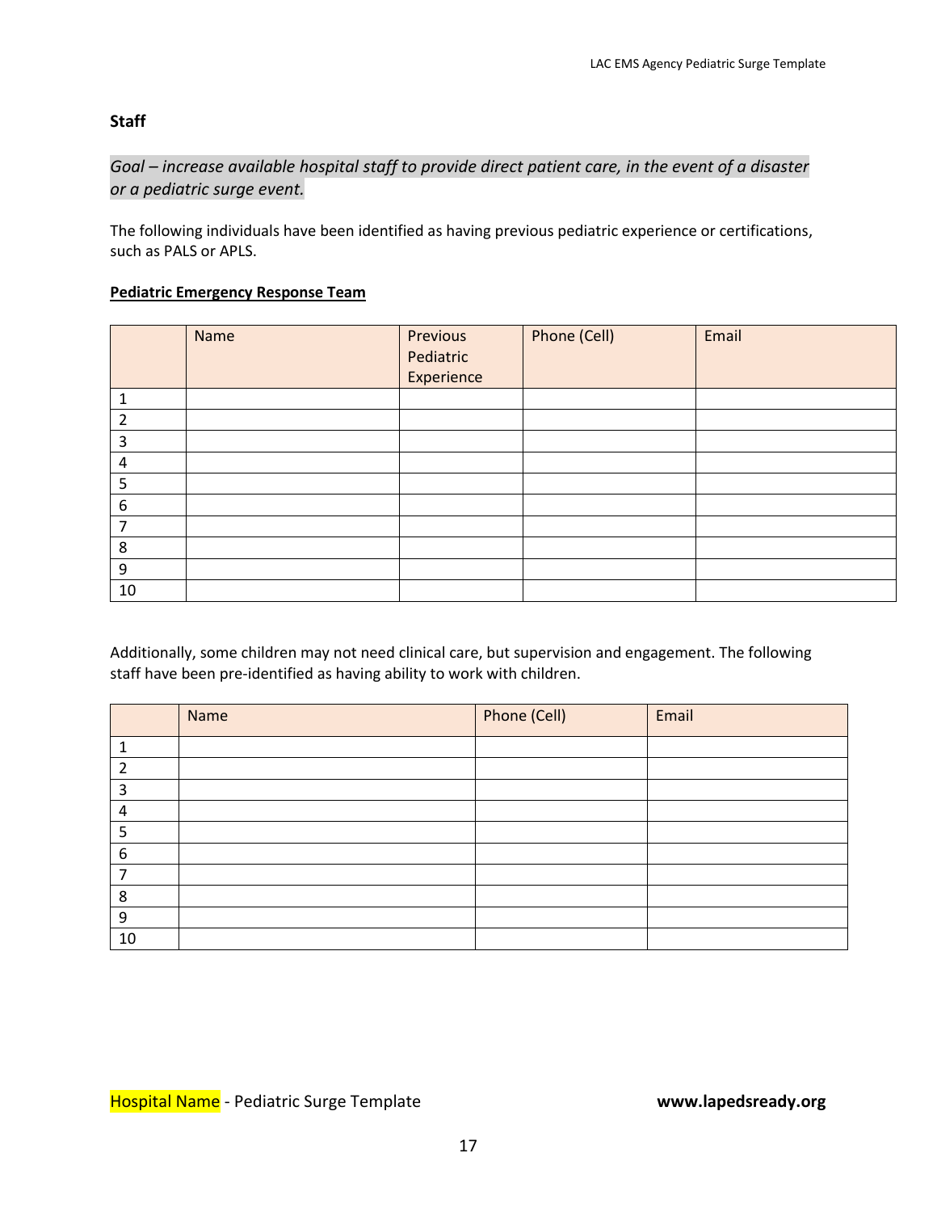## Staff

*Goal – increase available hospital staff to provide direct patient care, in the event of a disaster or a pediatric surge event.*

The following individuals have been identified as having previous pediatric experience or certifications, such as PALS or APLS.

**Pediatric Emergency Response Team**

| | Name | Previous Pediatric Experience | Phone (Cell) | Email |
|---|---|---|---|---|
| 1 | | | | |
| 2 | | | | |
| 3 | | | | |
| 4 | | | | |
| 5 | | | | |
| 6 | | | | |
| 7 | | | | |
| 8 | | | | |
| 9 | | | | |
| 10 | | | | |

Additionally, some children may not need clinical care, but supervision and engagement. The following staff have been pre-identified as having ability to work with children.

| | Name | Phone (Cell) | Email |
|---|---|---|---|
| 1 | | | |
| 2 | | | |
| 3 | | | |
| 4 | | | |
| 5 | | | |
| 6 | | | |
| 7 | | | |
| 8 | | | |
| 9 | | | |
| 10 | | | |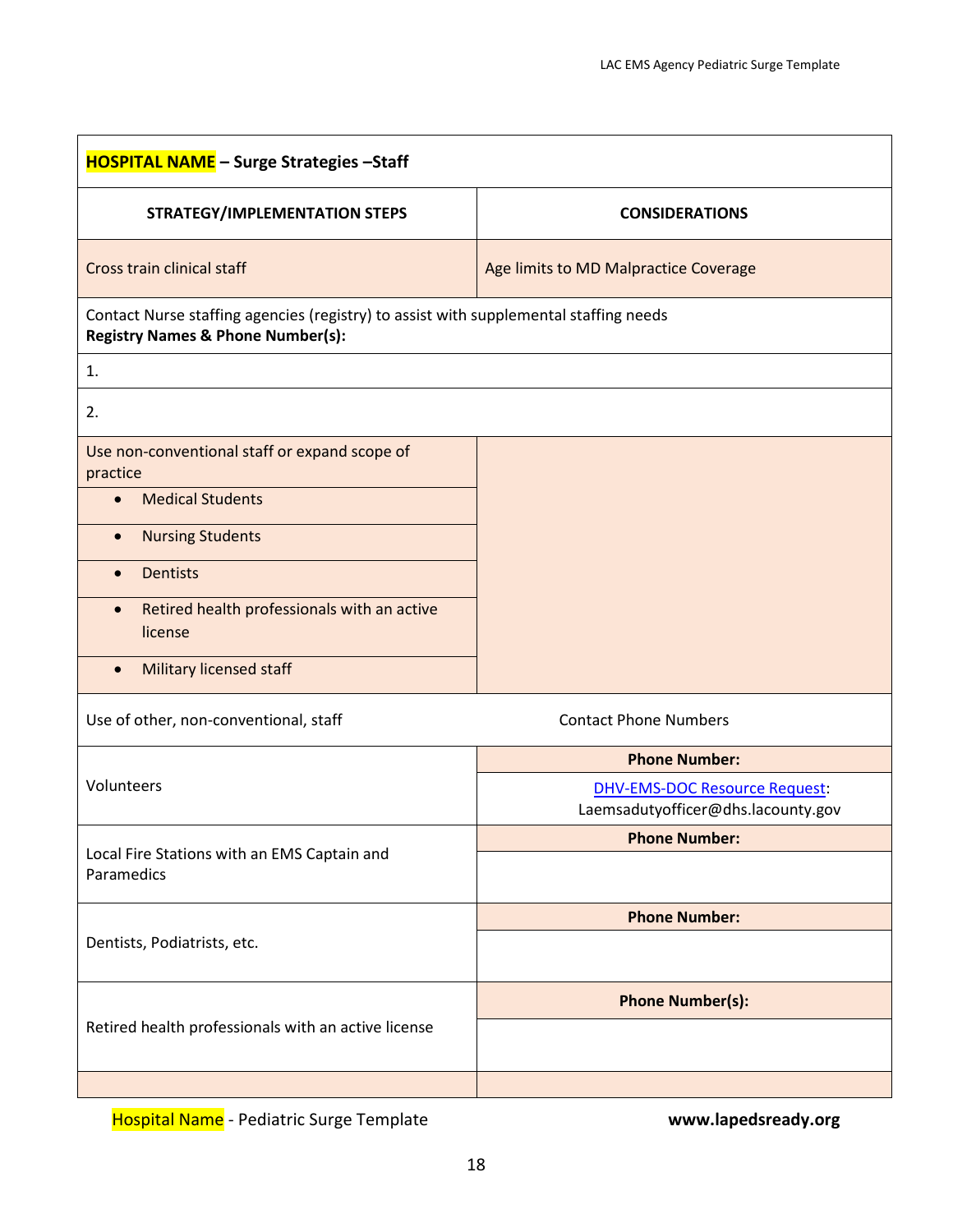| **HOSPITAL NAME – Surge Strategies –Staff** | |
|---|---|
| **STRATEGY/IMPLEMENTATION STEPS** | **CONSIDERATIONS** |
| Cross train clinical staff | Age limits to MD Malpractice Coverage |
| Contact Nurse staffing agencies (registry) to assist with supplemental staffing needs<br>**Registry Names & Phone Number(s):** | |
| 1. | |
| 2. | |
| Use non-conventional staff or expand scope of practice | |
| • Medical Students | |
| • Nursing Students | |
| • Dentists | |
| • Retired health professionals with an active license | |
| • Military licensed staff | |
| Use of other, non-conventional, staff | Contact Phone Numbers |
| Volunteers | **Phone Number:**<br>DHV-EMS-DOC Resource Request: Laemsadutyofficer@dhs.lacounty.gov |
| Local Fire Stations with an EMS Captain and Paramedics | **Phone Number:** |
| Dentists, Podiatrists, etc. | **Phone Number:** |
| Retired health professionals with an active license | **Phone Number(s):** |
| | |

Hospital Name - Pediatric Surge Template

**www.lapedsready.org**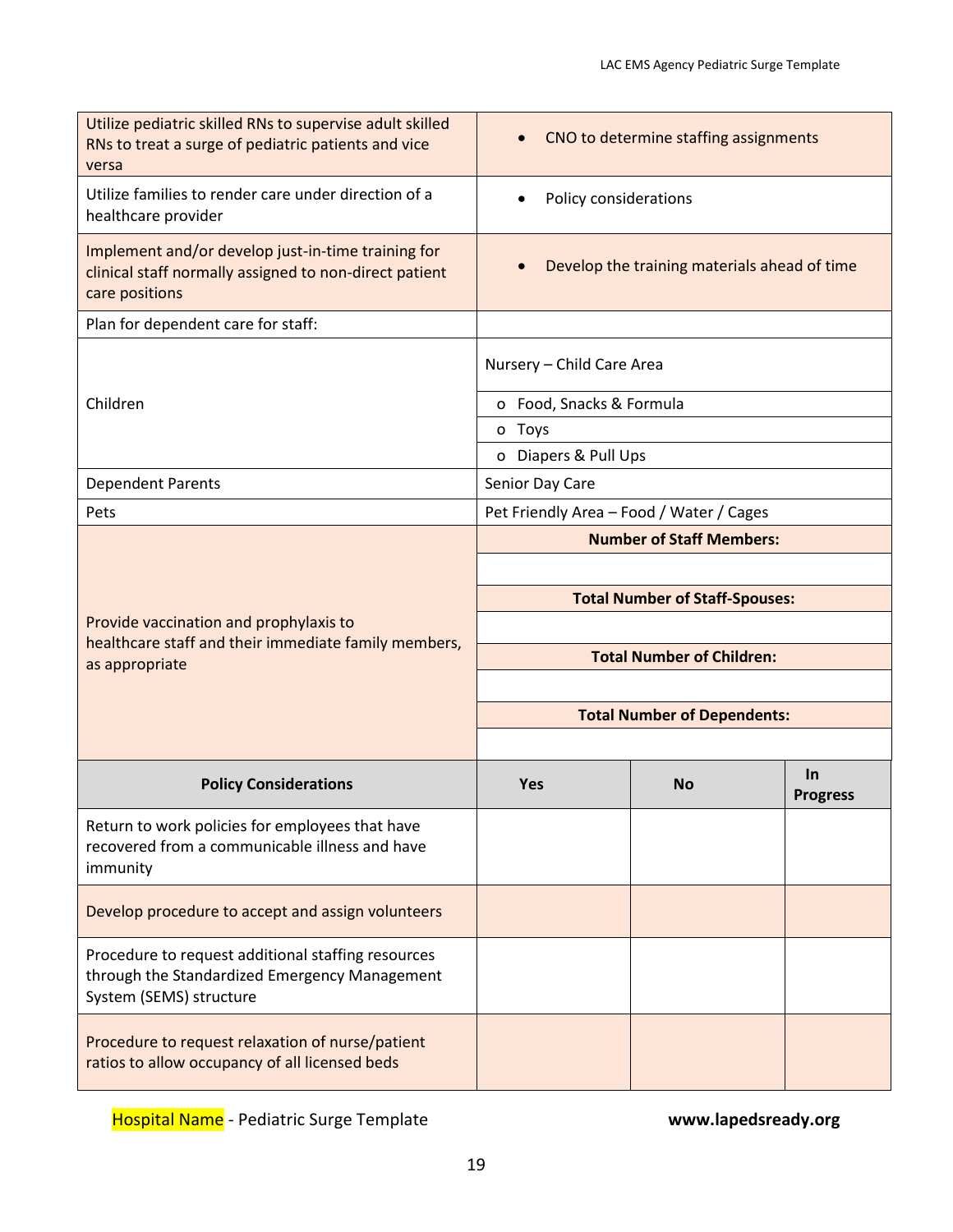| | |
|---|---|
| Utilize pediatric skilled RNs to supervise adult skilled RNs to treat a surge of pediatric patients and vice versa | • CNO to determine staffing assignments |
| Utilize families to render care under direction of a healthcare provider | • Policy considerations |
| Implement and/or develop just-in-time training for clinical staff normally assigned to non-direct patient care positions | • Develop the training materials ahead of time |
| Plan for dependent care for staff: | |
| Children | Nursery – Child Care Area |
| | o Food, Snacks & Formula |
| | o Toys |
| | o Diapers & Pull Ups |
| Dependent Parents | Senior Day Care |
| Pets | Pet Friendly Area – Food / Water / Cages |
| Provide vaccination and prophylaxis to healthcare staff and their immediate family members, as appropriate | **Number of Staff Members:** |
| | |
| | **Total Number of Staff-Spouses:** |
| | |
| | **Total Number of Children:** |
| | |
| | **Total Number of Dependents:** |
| | |

| Policy Considerations | Yes | No | In Progress |
|---|---|---|---|
| Return to work policies for employees that have recovered from a communicable illness and have immunity | | | |
| Develop procedure to accept and assign volunteers | | | |
| Procedure to request additional staffing resources through the Standardized Emergency Management System (SEMS) structure | | | |
| Procedure to request relaxation of nurse/patient ratios to allow occupancy of all licensed beds | | | |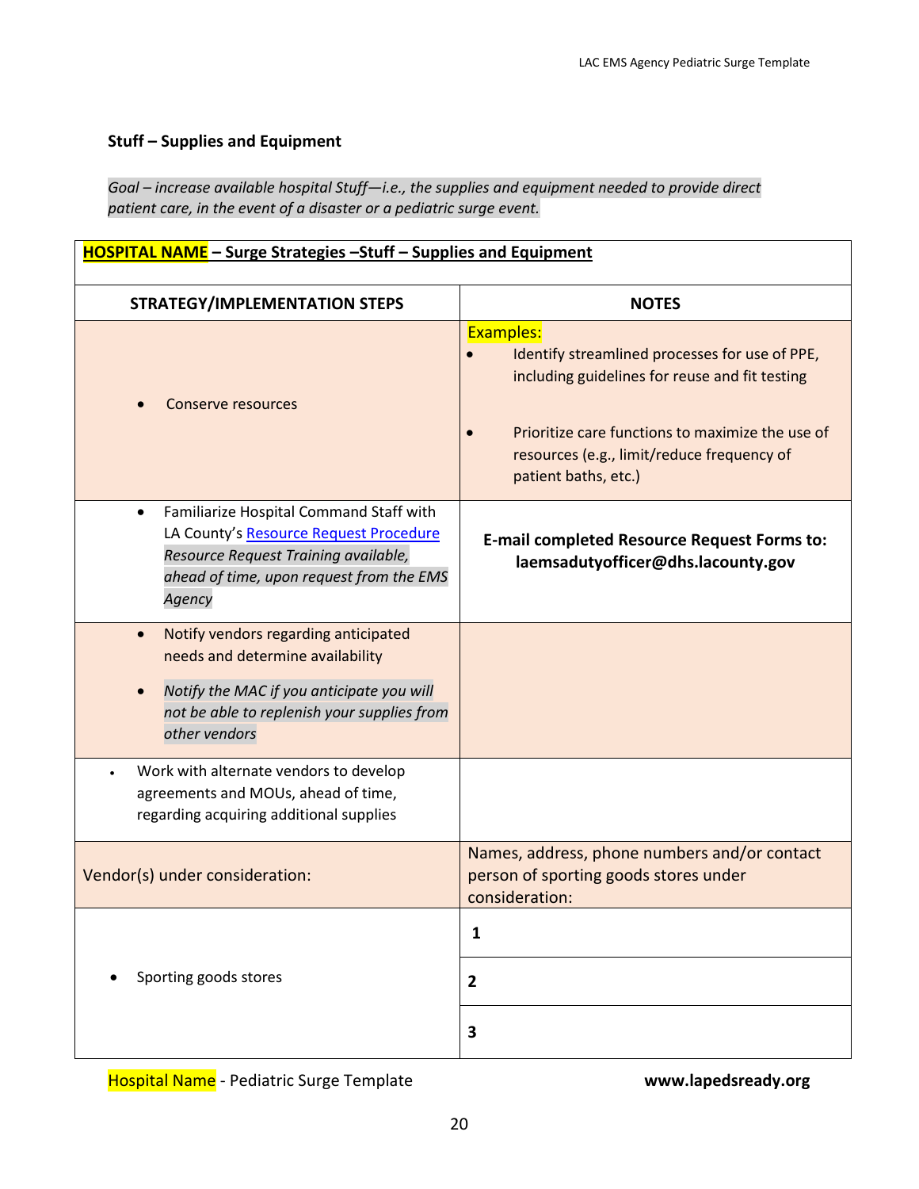**Stuff – Supplies and Equipment**

*Goal – increase available hospital Stuff—i.e., the supplies and equipment needed to provide direct patient care, in the event of a disaster or a pediatric surge event.*

| **HOSPITAL NAME – Surge Strategies –Stuff – Supplies and Equipment** | |
|---|---|
| **STRATEGY/IMPLEMENTATION STEPS** | **NOTES** |
| • Conserve resources | Examples:<br>• Identify streamlined processes for use of PPE, including guidelines for reuse and fit testing<br>• Prioritize care functions to maximize the use of resources (e.g., limit/reduce frequency of patient baths, etc.) |
| • Familiarize Hospital Command Staff with LA County's Resource Request Procedure *Resource Request Training available, ahead of time, upon request from the EMS Agency* | **E-mail completed Resource Request Forms to: laemsadutyofficer@dhs.lacounty.gov** |
| • Notify vendors regarding anticipated needs and determine availability<br>• *Notify the MAC if you anticipate you will not be able to replenish your supplies from other vendors* | |
| • Work with alternate vendors to develop agreements and MOUs, ahead of time, regarding acquiring additional supplies | |
| Vendor(s) under consideration: | Names, address, phone numbers and/or contact person of sporting goods stores under consideration: |
| • Sporting goods stores | **1** |
| | **2** |
| | **3** |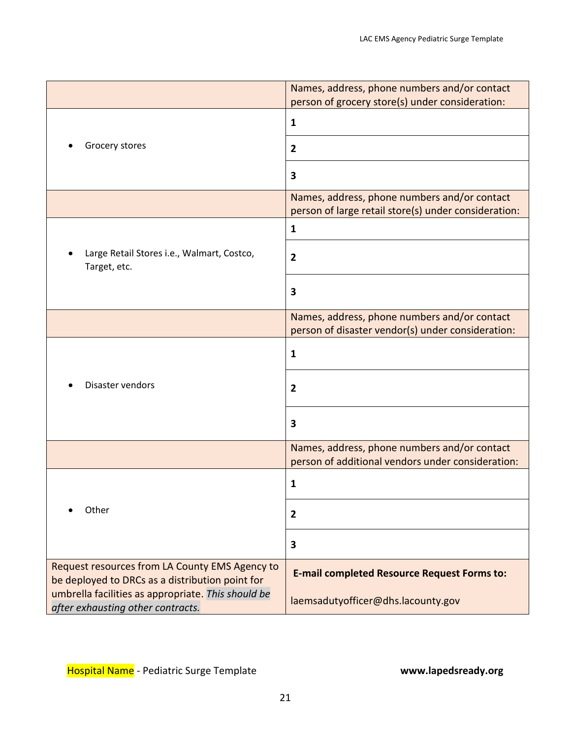| | Names, address, phone numbers and/or contact person of grocery store(s) under consideration: |
|---|---|
| • Grocery stores | **1** |
| | **2** |
| | **3** |
| | Names, address, phone numbers and/or contact person of large retail store(s) under consideration: |
| • Large Retail Stores i.e., Walmart, Costco, Target, etc. | **1** |
| | **2** |
| | **3** |
| | Names, address, phone numbers and/or contact person of disaster vendor(s) under consideration: |
| • Disaster vendors | **1** |
| | **2** |
| | **3** |
| | Names, address, phone numbers and/or contact person of additional vendors under consideration: |
| • Other | **1** |
| | **2** |
| | **3** |
| Request resources from LA County EMS Agency to be deployed to DRCs as a distribution point for umbrella facilities as appropriate. *This should be after exhausting other contracts.* | **E-mail completed Resource Request Forms to:** laemsadutyofficer@dhs.lacounty.gov |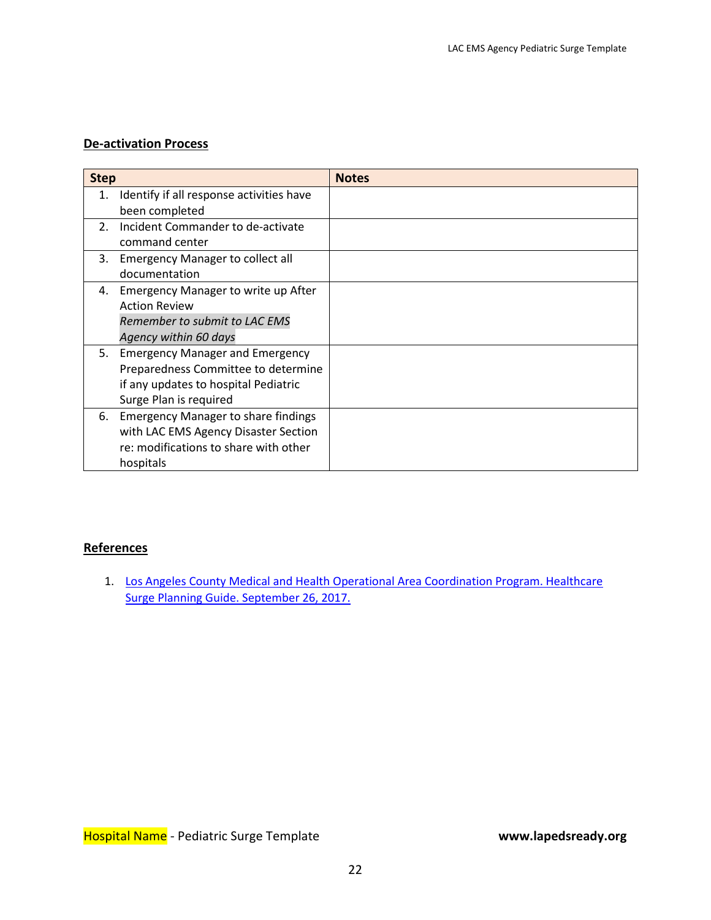## De-activation Process

| Step | Notes |
|---|---|
| 1. Identify if all response activities have been completed | |
| 2. Incident Commander to de-activate command center | |
| 3. Emergency Manager to collect all documentation | |
| 4. Emergency Manager to write up After Action Review *Remember to submit to LAC EMS Agency within 60 days* | |
| 5. Emergency Manager and Emergency Preparedness Committee to determine if any updates to hospital Pediatric Surge Plan is required | |
| 6. Emergency Manager to share findings with LAC EMS Agency Disaster Section re: modifications to share with other hospitals | |

## References

1. Los Angeles County Medical and Health Operational Area Coordination Program. Healthcare Surge Planning Guide. September 26, 2017.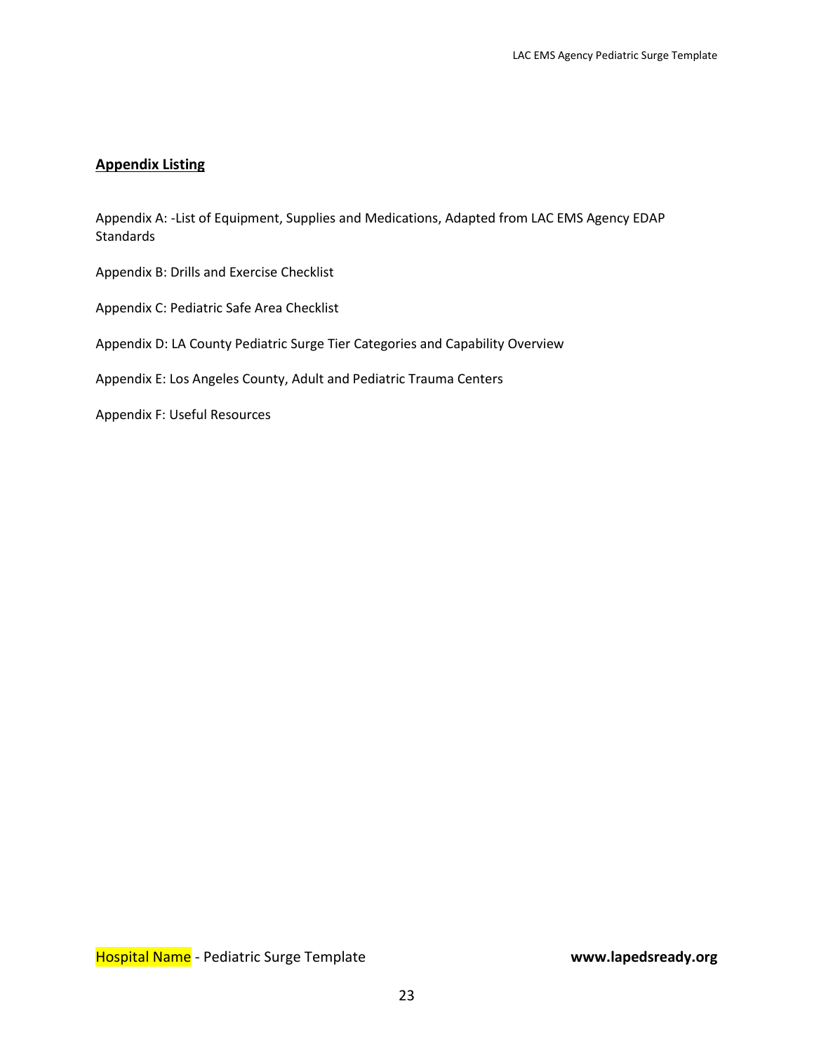## Appendix Listing

Appendix A: -List of Equipment, Supplies and Medications, Adapted from LAC EMS Agency EDAP Standards

Appendix B: Drills and Exercise Checklist

Appendix C: Pediatric Safe Area Checklist

Appendix D: LA County Pediatric Surge Tier Categories and Capability Overview

Appendix E: Los Angeles County, Adult and Pediatric Trauma Centers

Appendix F: Useful Resources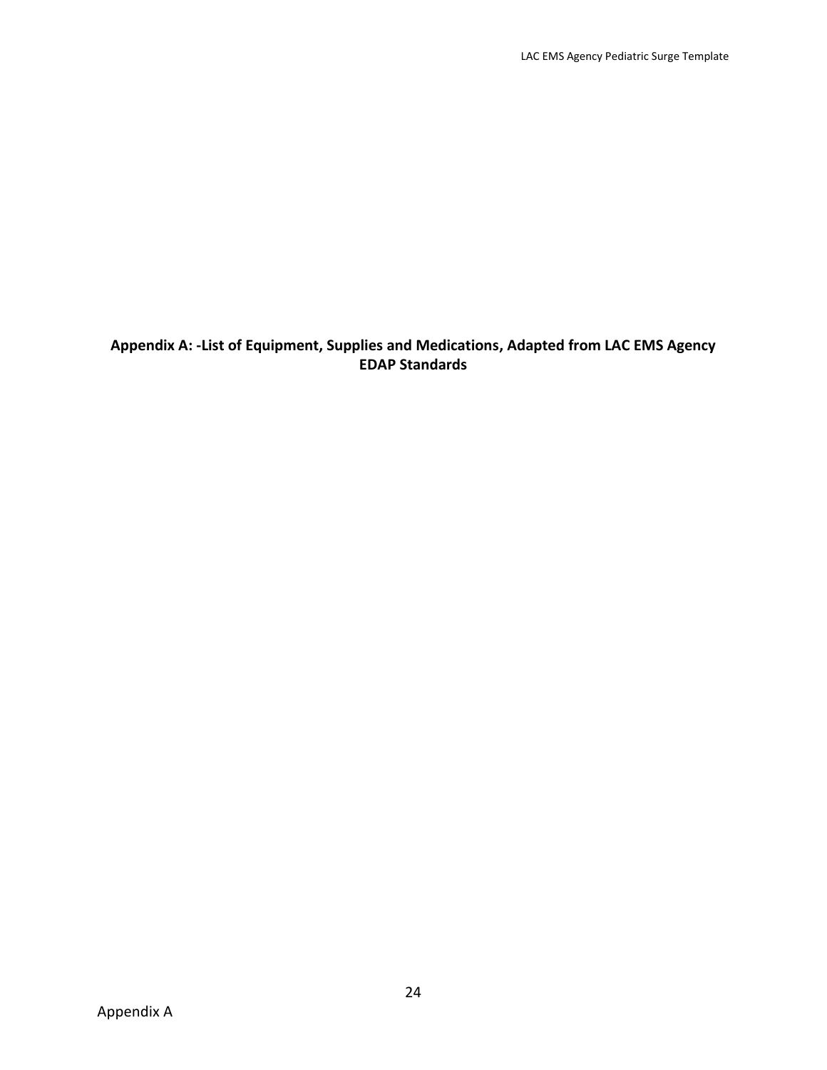## Appendix A: -List of Equipment, Supplies and Medications, Adapted from LAC EMS Agency EDAP Standards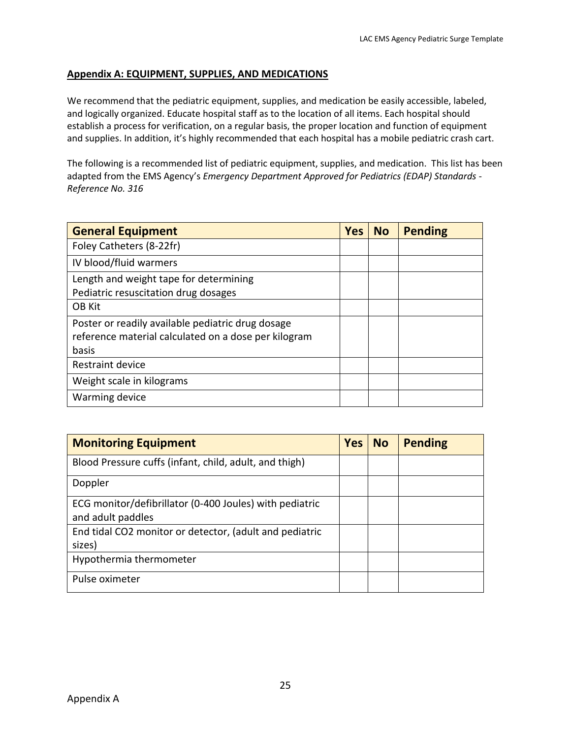## Appendix A: EQUIPMENT, SUPPLIES, AND MEDICATIONS

We recommend that the pediatric equipment, supplies, and medication be easily accessible, labeled, and logically organized. Educate hospital staff as to the location of all items. Each hospital should establish a process for verification, on a regular basis, the proper location and function of equipment and supplies. In addition, it's highly recommended that each hospital has a mobile pediatric crash cart.

The following is a recommended list of pediatric equipment, supplies, and medication. This list has been adapted from the EMS Agency's *Emergency Department Approved for Pediatrics (EDAP) Standards - Reference No. 316*

| General Equipment | Yes | No | Pending |
|---|---|---|---|
| Foley Catheters (8-22fr) | | | |
| IV blood/fluid warmers | | | |
| Length and weight tape for determining Pediatric resuscitation drug dosages | | | |
| OB Kit | | | |
| Poster or readily available pediatric drug dosage reference material calculated on a dose per kilogram basis | | | |
| Restraint device | | | |
| Weight scale in kilograms | | | |
| Warming device | | | |

| Monitoring Equipment | Yes | No | Pending |
|---|---|---|---|
| Blood Pressure cuffs (infant, child, adult, and thigh) | | | |
| Doppler | | | |
| ECG monitor/defibrillator (0-400 Joules) with pediatric and adult paddles | | | |
| End tidal CO2 monitor or detector, (adult and pediatric sizes) | | | |
| Hypothermia thermometer | | | |
| Pulse oximeter | | | |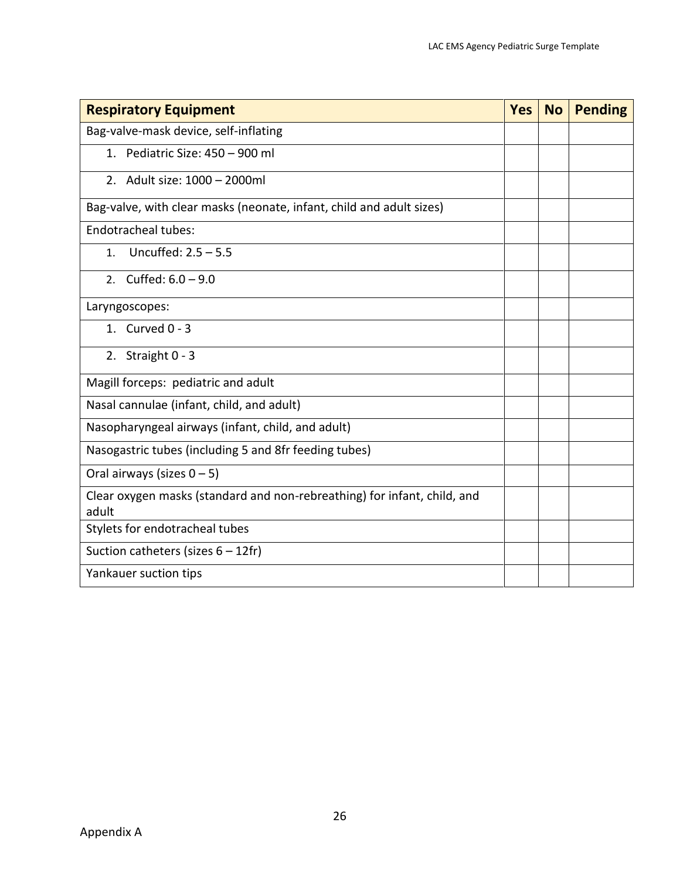| Respiratory Equipment | Yes | No | Pending |
| --- | --- | --- | --- |
| Bag-valve-mask device, self-inflating | | | |
| 1. Pediatric Size: 450 – 900 ml | | | |
| 2. Adult size: 1000 – 2000ml | | | |
| Bag-valve, with clear masks (neonate, infant, child and adult sizes) | | | |
| Endotracheal tubes: | | | |
| 1. Uncuffed: 2.5 – 5.5 | | | |
| 2. Cuffed: 6.0 – 9.0 | | | |
| Laryngoscopes: | | | |
| 1. Curved 0 - 3 | | | |
| 2. Straight 0 - 3 | | | |
| Magill forceps: pediatric and adult | | | |
| Nasal cannulae (infant, child, and adult) | | | |
| Nasopharyngeal airways (infant, child, and adult) | | | |
| Nasogastric tubes (including 5 and 8fr feeding tubes) | | | |
| Oral airways (sizes 0 – 5) | | | |
| Clear oxygen masks (standard and non-rebreathing) for infant, child, and adult | | | |
| Stylets for endotracheal tubes | | | |
| Suction catheters (sizes 6 – 12fr) | | | |
| Yankauer suction tips | | | |

Appendix A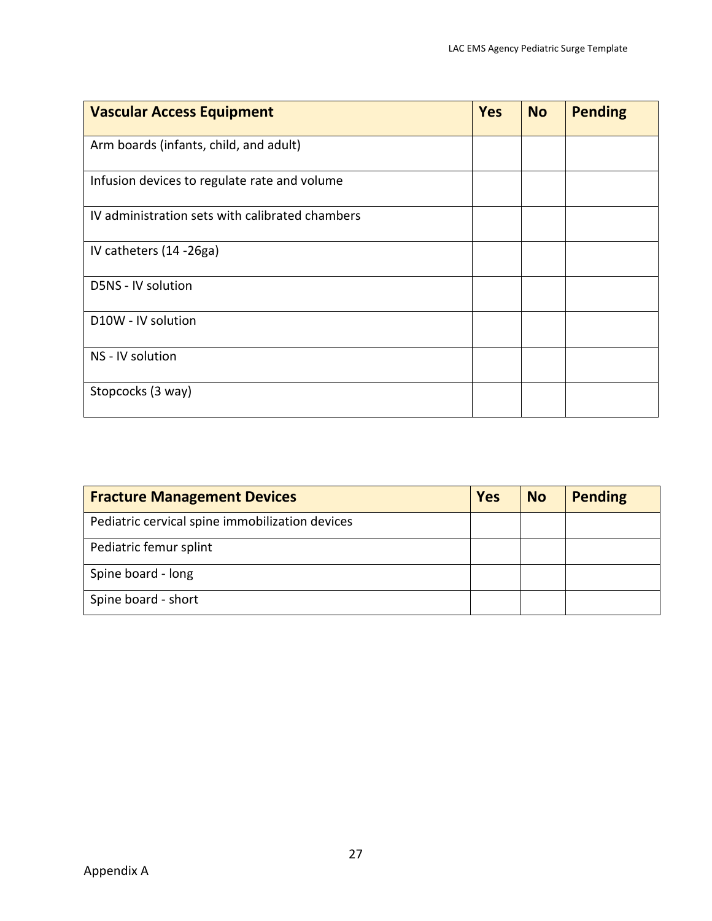| Vascular Access Equipment | Yes | No | Pending |
|---|---|---|---|
| Arm boards (infants, child, and adult) | | | |
| Infusion devices to regulate rate and volume | | | |
| IV administration sets with calibrated chambers | | | |
| IV catheters (14 -26ga) | | | |
| D5NS - IV solution | | | |
| D10W - IV solution | | | |
| NS - IV solution | | | |
| Stopcocks (3 way) | | | |

| Fracture Management Devices | Yes | No | Pending |
|---|---|---|---|
| Pediatric cervical spine immobilization devices | | | |
| Pediatric femur splint | | | |
| Spine board - long | | | |
| Spine board - short | | | |

Appendix A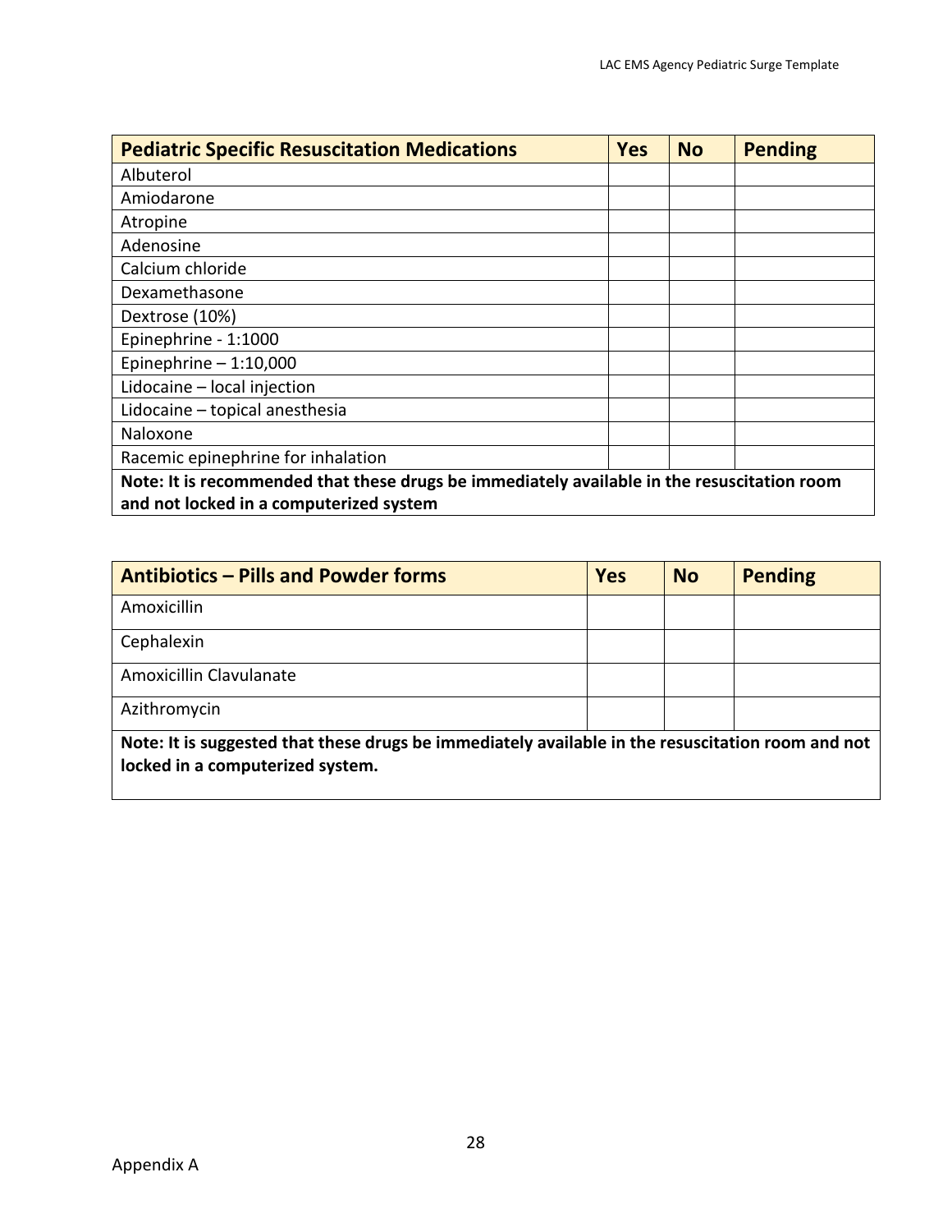| Pediatric Specific Resuscitation Medications | Yes | No | Pending |
| --- | --- | --- | --- |
| Albuterol | | | |
| Amiodarone | | | |
| Atropine | | | |
| Adenosine | | | |
| Calcium chloride | | | |
| Dexamethasone | | | |
| Dextrose (10%) | | | |
| Epinephrine - 1:1000 | | | |
| Epinephrine – 1:10,000 | | | |
| Lidocaine – local injection | | | |
| Lidocaine – topical anesthesia | | | |
| Naloxone | | | |
| Racemic epinephrine for inhalation | | | |
| **Note: It is recommended that these drugs be immediately available in the resuscitation room and not locked in a computerized system** | | | |

| Antibiotics – Pills and Powder forms | Yes | No | Pending |
| --- | --- | --- | --- |
| Amoxicillin | | | |
| Cephalexin | | | |
| Amoxicillin Clavulanate | | | |
| Azithromycin | | | |
| **Note: It is suggested that these drugs be immediately available in the resuscitation room and not locked in a computerized system.** | | | |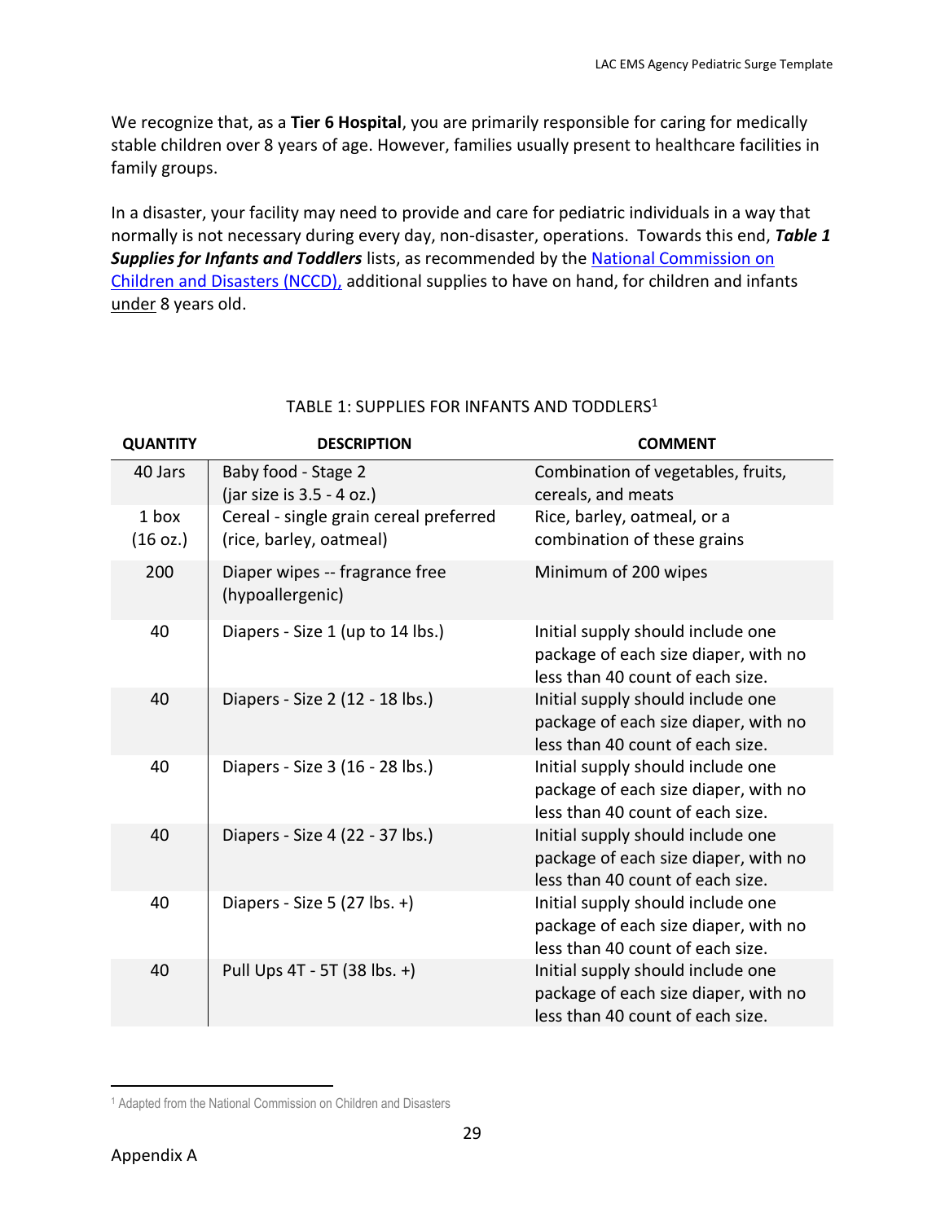We recognize that, as a **Tier 6 Hospital**, you are primarily responsible for caring for medically stable children over 8 years of age. However, families usually present to healthcare facilities in family groups.

In a disaster, your facility may need to provide and care for pediatric individuals in a way that normally is not necessary during every day, non-disaster, operations. Towards this end, ***Table 1 Supplies for Infants and Toddlers*** lists, as recommended by the National Commission on Children and Disasters (NCCD), additional supplies to have on hand, for children and infants under 8 years old.

TABLE 1: SUPPLIES FOR INFANTS AND TODDLERS[1]

| QUANTITY | DESCRIPTION | COMMENT |
|---|---|---|
| 40 Jars | Baby food - Stage 2 (jar size is 3.5 - 4 oz.) | Combination of vegetables, fruits, cereals, and meats |
| 1 box (16 oz.) | Cereal - single grain cereal preferred (rice, barley, oatmeal) | Rice, barley, oatmeal, or a combination of these grains |
| 200 | Diaper wipes -- fragrance free (hypoallergenic) | Minimum of 200 wipes |
| 40 | Diapers - Size 1 (up to 14 lbs.) | Initial supply should include one package of each size diaper, with no less than 40 count of each size. |
| 40 | Diapers - Size 2 (12 - 18 lbs.) | Initial supply should include one package of each size diaper, with no less than 40 count of each size. |
| 40 | Diapers - Size 3 (16 - 28 lbs.) | Initial supply should include one package of each size diaper, with no less than 40 count of each size. |
| 40 | Diapers - Size 4 (22 - 37 lbs.) | Initial supply should include one package of each size diaper, with no less than 40 count of each size. |
| 40 | Diapers - Size 5 (27 lbs. +) | Initial supply should include one package of each size diaper, with no less than 40 count of each size. |
| 40 | Pull Ups 4T - 5T (38 lbs. +) | Initial supply should include one package of each size diaper, with no less than 40 count of each size. |

[1] Adapted from the National Commission on Children and Disasters

Appendix A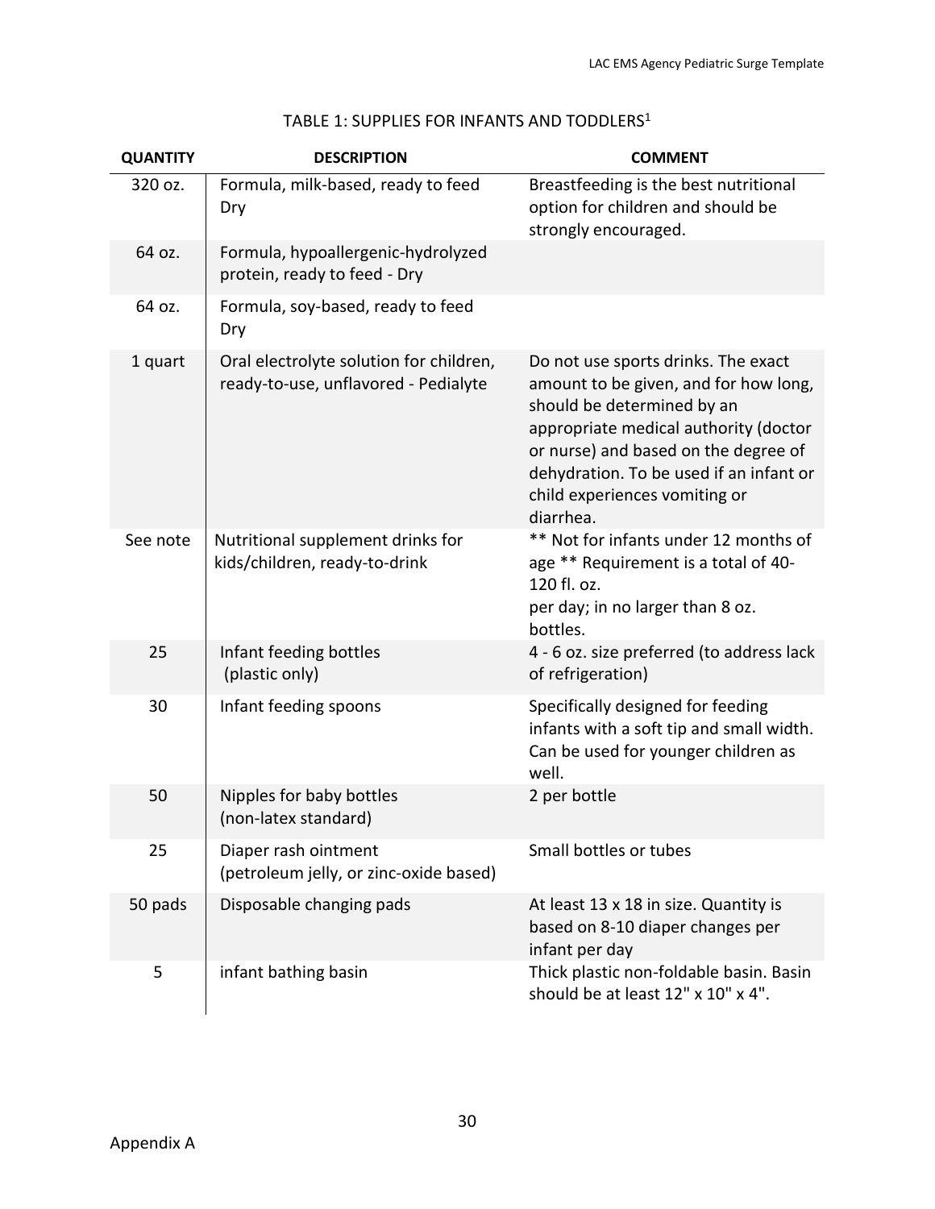TABLE 1: SUPPLIES FOR INFANTS AND TODDLERS[1]

| QUANTITY | DESCRIPTION | COMMENT |
|---|---|---|
| 320 oz. | Formula, milk-based, ready to feed Dry | Breastfeeding is the best nutritional option for children and should be strongly encouraged. |
| 64 oz. | Formula, hypoallergenic-hydrolyzed protein, ready to feed - Dry | |
| 64 oz. | Formula, soy-based, ready to feed Dry | |
| 1 quart | Oral electrolyte solution for children, ready-to-use, unflavored - Pedialyte | Do not use sports drinks. The exact amount to be given, and for how long, should be determined by an appropriate medical authority (doctor or nurse) and based on the degree of dehydration. To be used if an infant or child experiences vomiting or diarrhea. |
| See note | Nutritional supplement drinks for kids/children, ready-to-drink | ** Not for infants under 12 months of age ** Requirement is a total of 40-120 fl. oz. per day; in no larger than 8 oz. bottles. |
| 25 | Infant feeding bottles (plastic only) | 4 - 6 oz. size preferred (to address lack of refrigeration) |
| 30 | Infant feeding spoons | Specifically designed for feeding infants with a soft tip and small width. Can be used for younger children as well. |
| 50 | Nipples for baby bottles (non-latex standard) | 2 per bottle |
| 25 | Diaper rash ointment (petroleum jelly, or zinc-oxide based) | Small bottles or tubes |
| 50 pads | Disposable changing pads | At least 13 x 18 in size. Quantity is based on 8-10 diaper changes per infant per day |
| 5 | infant bathing basin | Thick plastic non-foldable basin. Basin should be at least 12" x 10" x 4". |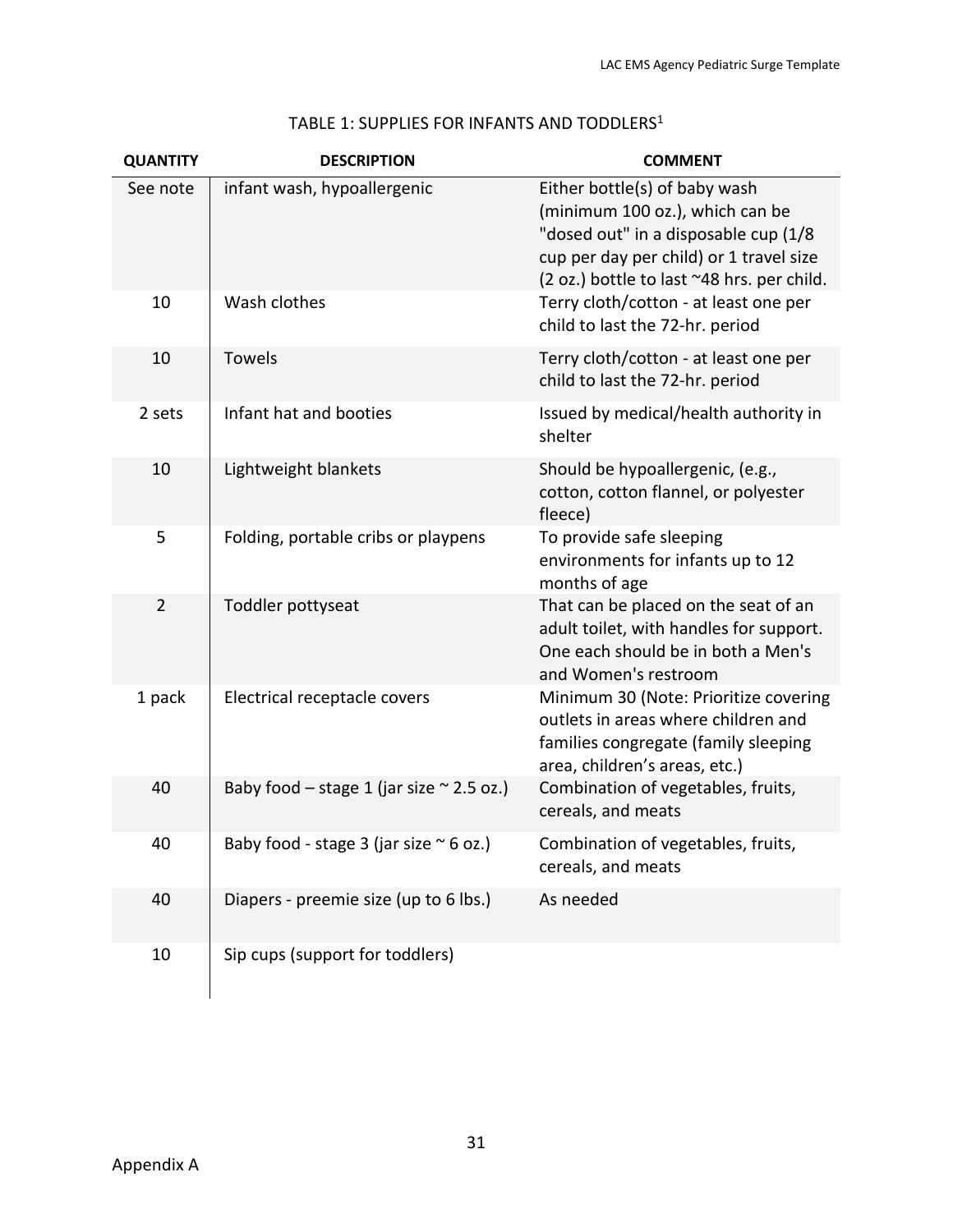TABLE 1: SUPPLIES FOR INFANTS AND TODDLERS[1]

| QUANTITY | DESCRIPTION | COMMENT |
|---|---|---|
| See note | infant wash, hypoallergenic | Either bottle(s) of baby wash (minimum 100 oz.), which can be "dosed out" in a disposable cup (1/8 cup per day per child) or 1 travel size (2 oz.) bottle to last ~48 hrs. per child. |
| 10 | Wash clothes | Terry cloth/cotton - at least one per child to last the 72-hr. period |
| 10 | Towels | Terry cloth/cotton - at least one per child to last the 72-hr. period |
| 2 sets | Infant hat and booties | Issued by medical/health authority in shelter |
| 10 | Lightweight blankets | Should be hypoallergenic, (e.g., cotton, cotton flannel, or polyester fleece) |
| 5 | Folding, portable cribs or playpens | To provide safe sleeping environments for infants up to 12 months of age |
| 2 | Toddler pottyseat | That can be placed on the seat of an adult toilet, with handles for support. One each should be in both a Men's and Women's restroom |
| 1 pack | Electrical receptacle covers | Minimum 30 (Note: Prioritize covering outlets in areas where children and families congregate (family sleeping area, children's areas, etc.) |
| 40 | Baby food – stage 1 (jar size ~ 2.5 oz.) | Combination of vegetables, fruits, cereals, and meats |
| 40 | Baby food - stage 3 (jar size ~ 6 oz.) | Combination of vegetables, fruits, cereals, and meats |
| 40 | Diapers - preemie size (up to 6 lbs.) | As needed |
| 10 | Sip cups (support for toddlers) | |

Appendix A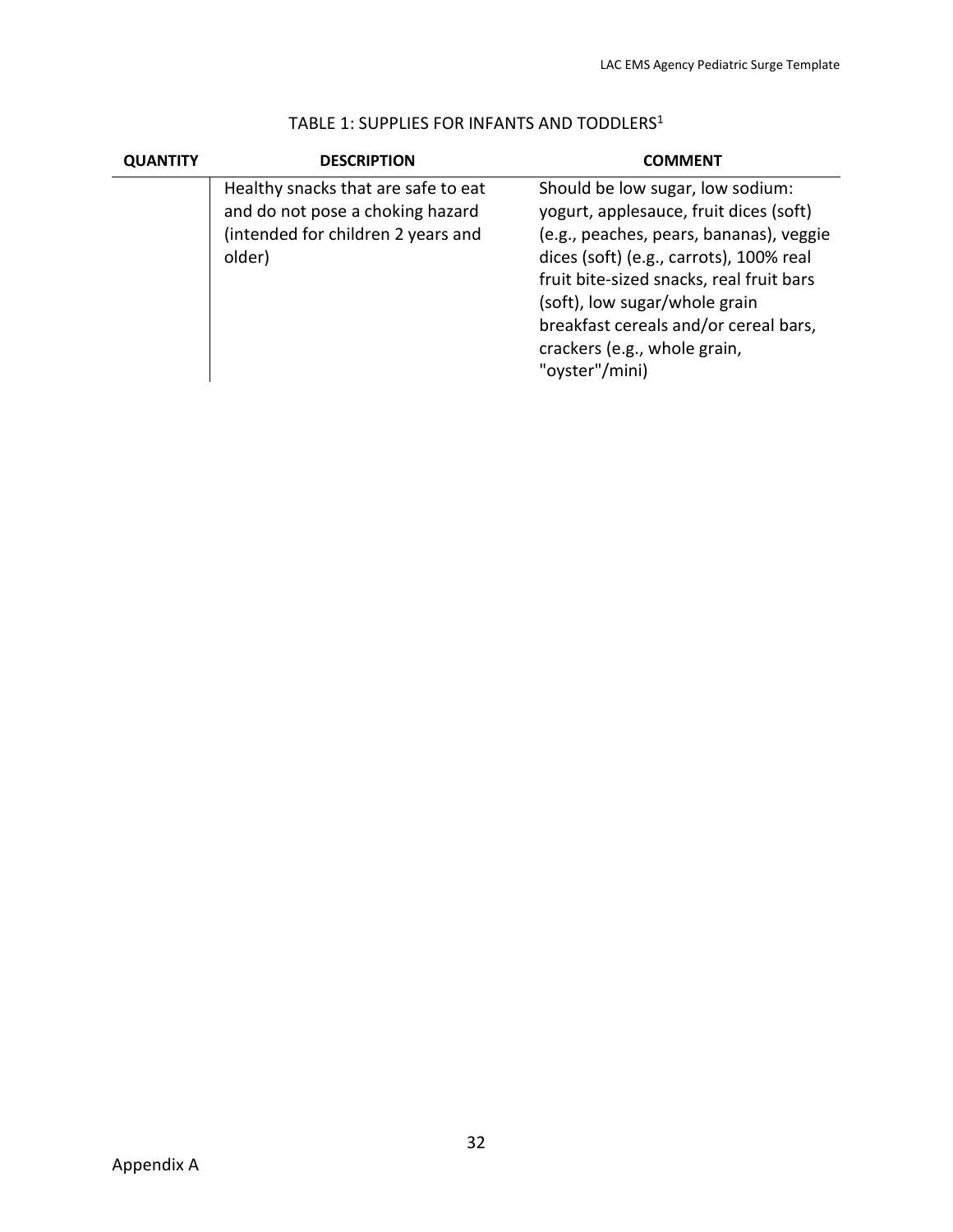TABLE 1: SUPPLIES FOR INFANTS AND TODDLERS[1]

| QUANTITY | DESCRIPTION | COMMENT |
| --- | --- | --- |
| | Healthy snacks that are safe to eat and do not pose a choking hazard (intended for children 2 years and older) | Should be low sugar, low sodium: yogurt, applesauce, fruit dices (soft) (e.g., peaches, pears, bananas), veggie dices (soft) (e.g., carrots), 100% real fruit bite-sized snacks, real fruit bars (soft), low sugar/whole grain breakfast cereals and/or cereal bars, crackers (e.g., whole grain, "oyster"/mini) |

Appendix A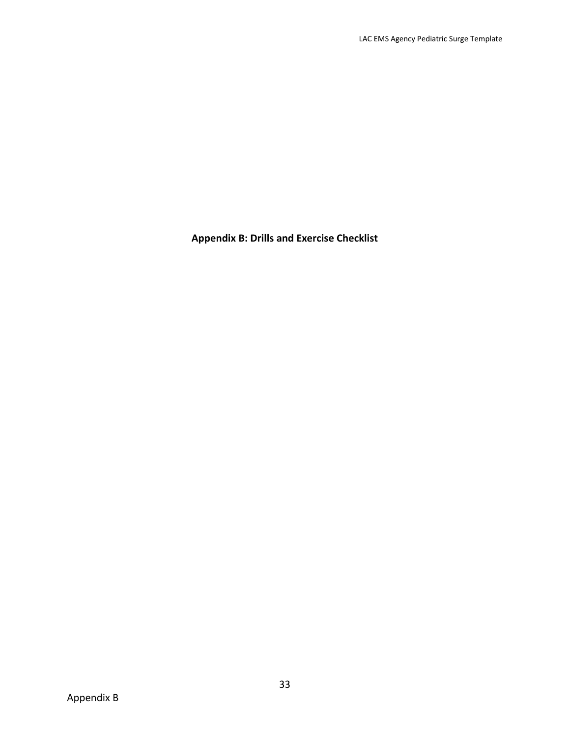**Appendix B: Drills and Exercise Checklist**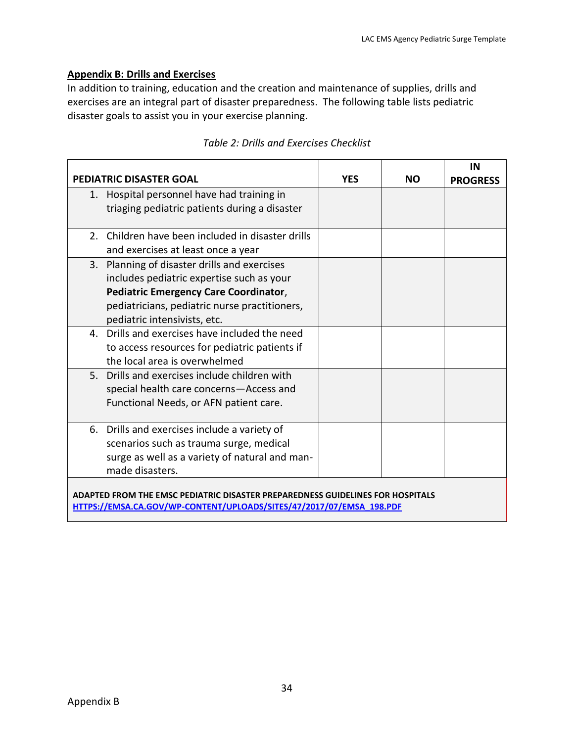## Appendix B: Drills and Exercises

In addition to training, education and the creation and maintenance of supplies, drills and exercises are an integral part of disaster preparedness. The following table lists pediatric disaster goals to assist you in your exercise planning.

*Table 2: Drills and Exercises Checklist*

| PEDIATRIC DISASTER GOAL | YES | NO | IN PROGRESS |
|---|---|---|---|
| 1. Hospital personnel have had training in triaging pediatric patients during a disaster | | | |
| 2. Children have been included in disaster drills and exercises at least once a year | | | |
| 3. Planning of disaster drills and exercises includes pediatric expertise such as your **Pediatric Emergency Care Coordinator**, pediatricians, pediatric nurse practitioners, pediatric intensivists, etc. | | | |
| 4. Drills and exercises have included the need to access resources for pediatric patients if the local area is overwhelmed | | | |
| 5. Drills and exercises include children with special health care concerns—Access and Functional Needs, or AFN patient care. | | | |
| 6. Drills and exercises include a variety of scenarios such as trauma surge, medical surge as well as a variety of natural and man-made disasters. | | | |

**ADAPTED FROM THE EMSC PEDIATRIC DISASTER PREPAREDNESS GUIDELINES FOR HOSPITALS**
**HTTPS://EMSA.CA.GOV/WP-CONTENT/UPLOADS/SITES/47/2017/07/EMSA_198.PDF**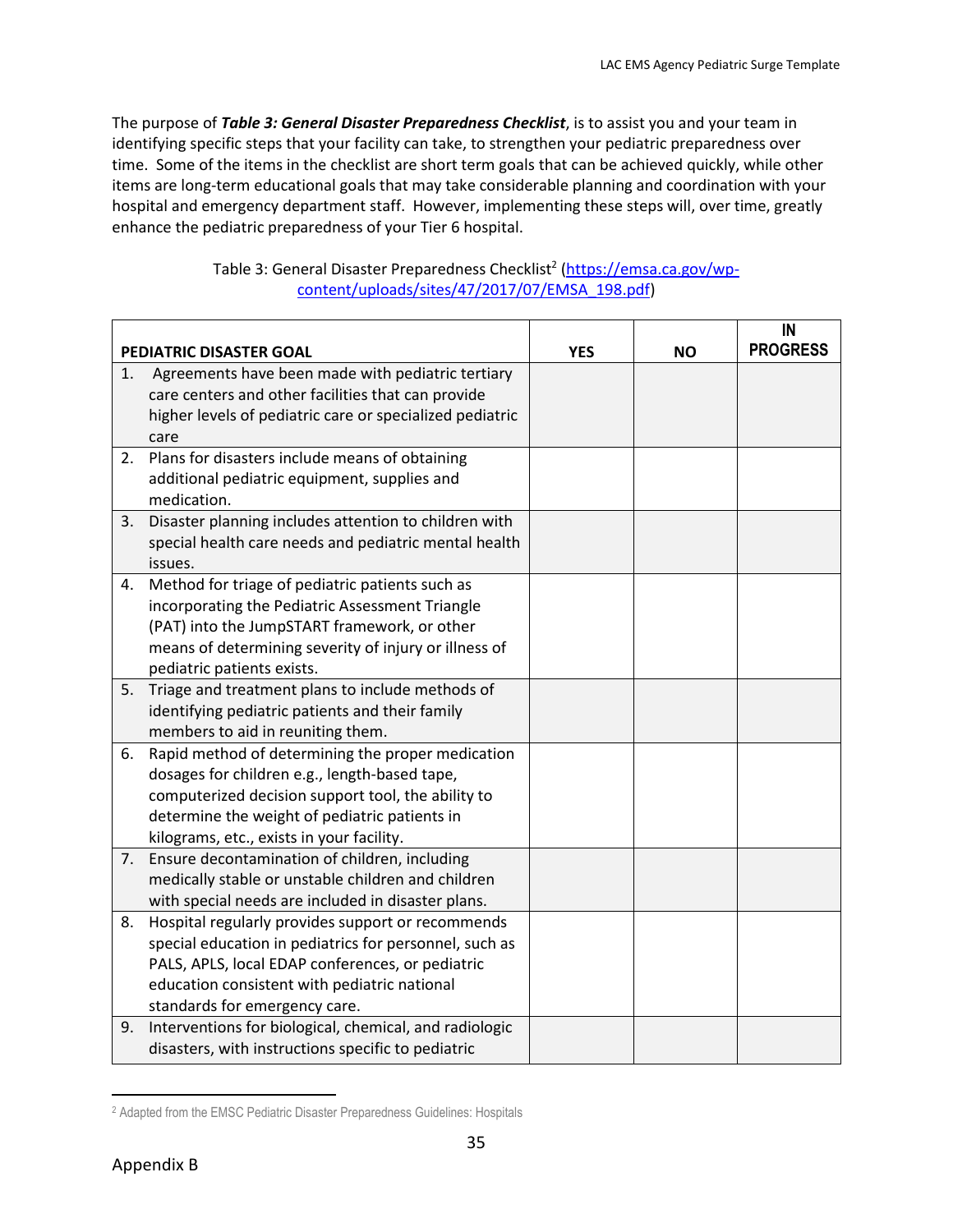The purpose of ***Table 3: General Disaster Preparedness Checklist***, is to assist you and your team in identifying specific steps that your facility can take, to strengthen your pediatric preparedness over time. Some of the items in the checklist are short term goals that can be achieved quickly, while other items are long-term educational goals that may take considerable planning and coordination with your hospital and emergency department staff. However, implementing these steps will, over time, greatly enhance the pediatric preparedness of your Tier 6 hospital.

Table 3: General Disaster Preparedness Checklist[2] (https://emsa.ca.gov/wp-content/uploads/sites/47/2017/07/EMSA_198.pdf)

| PEDIATRIC DISASTER GOAL | YES | NO | IN PROGRESS |
|---|---|---|---|
| 1. Agreements have been made with pediatric tertiary care centers and other facilities that can provide higher levels of pediatric care or specialized pediatric care | | | |
| 2. Plans for disasters include means of obtaining additional pediatric equipment, supplies and medication. | | | |
| 3. Disaster planning includes attention to children with special health care needs and pediatric mental health issues. | | | |
| 4. Method for triage of pediatric patients such as incorporating the Pediatric Assessment Triangle (PAT) into the JumpSTART framework, or other means of determining severity of injury or illness of pediatric patients exists. | | | |
| 5. Triage and treatment plans to include methods of identifying pediatric patients and their family members to aid in reuniting them. | | | |
| 6. Rapid method of determining the proper medication dosages for children e.g., length-based tape, computerized decision support tool, the ability to determine the weight of pediatric patients in kilograms, etc., exists in your facility. | | | |
| 7. Ensure decontamination of children, including medically stable or unstable children and children with special needs are included in disaster plans. | | | |
| 8. Hospital regularly provides support or recommends special education in pediatrics for personnel, such as PALS, APLS, local EDAP conferences, or pediatric education consistent with pediatric national standards for emergency care. | | | |
| 9. Interventions for biological, chemical, and radiologic disasters, with instructions specific to pediatric | | | |

[2] Adapted from the EMSC Pediatric Disaster Preparedness Guidelines: Hospitals

Appendix B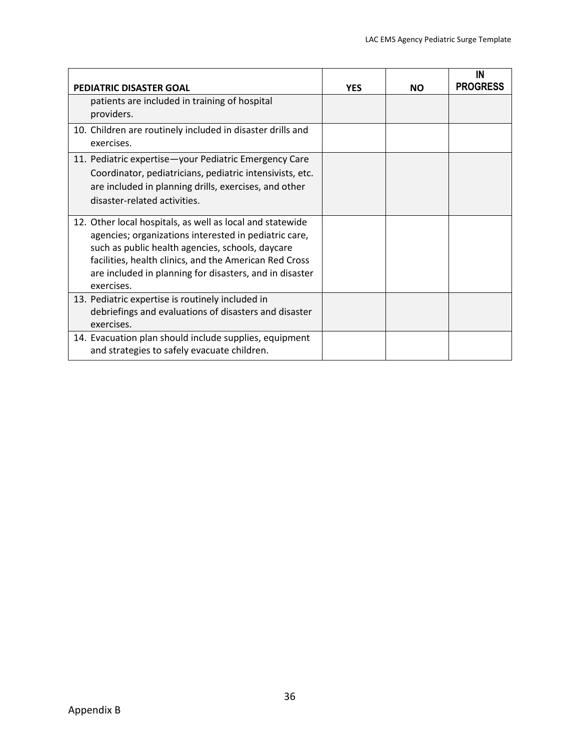| PEDIATRIC DISASTER GOAL | YES | NO | IN PROGRESS |
|---|---|---|---|
| patients are included in training of hospital providers. | | | |
| 10. Children are routinely included in disaster drills and exercises. | | | |
| 11. Pediatric expertise—your Pediatric Emergency Care Coordinator, pediatricians, pediatric intensivists, etc. are included in planning drills, exercises, and other disaster-related activities. | | | |
| 12. Other local hospitals, as well as local and statewide agencies; organizations interested in pediatric care, such as public health agencies, schools, daycare facilities, health clinics, and the American Red Cross are included in planning for disasters, and in disaster exercises. | | | |
| 13. Pediatric expertise is routinely included in debriefings and evaluations of disasters and disaster exercises. | | | |
| 14. Evacuation plan should include supplies, equipment and strategies to safely evacuate children. | | | |

Appendix B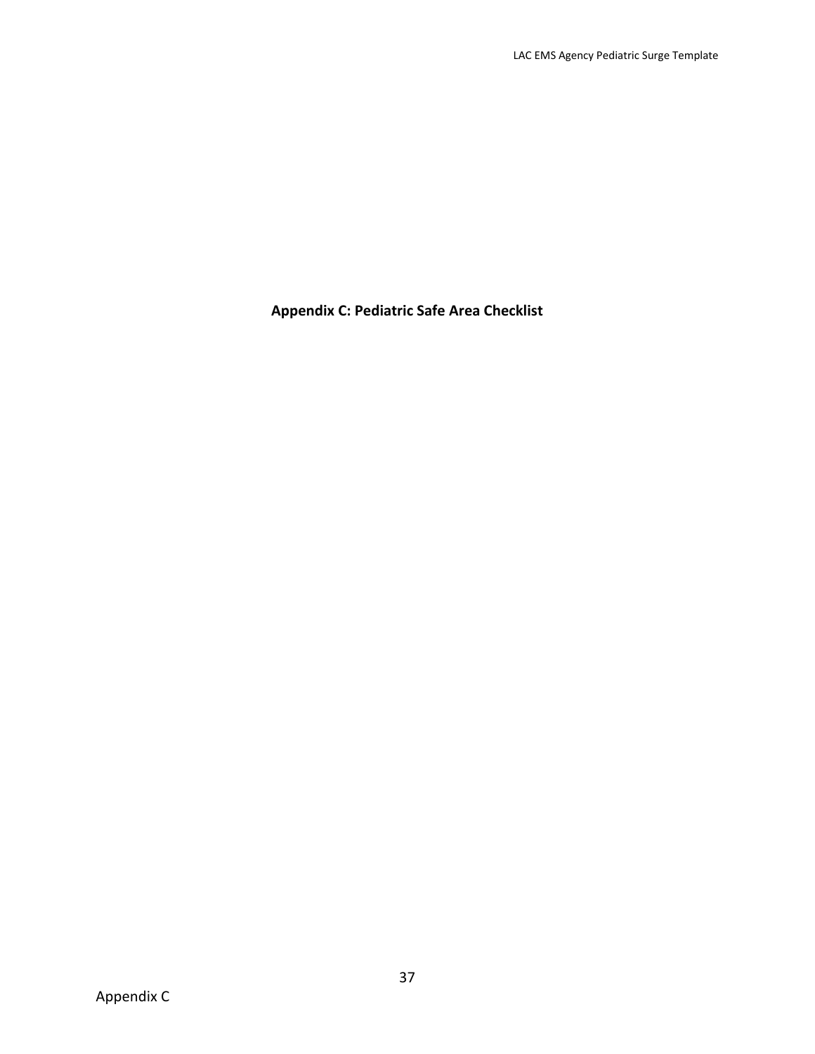**Appendix C: Pediatric Safe Area Checklist**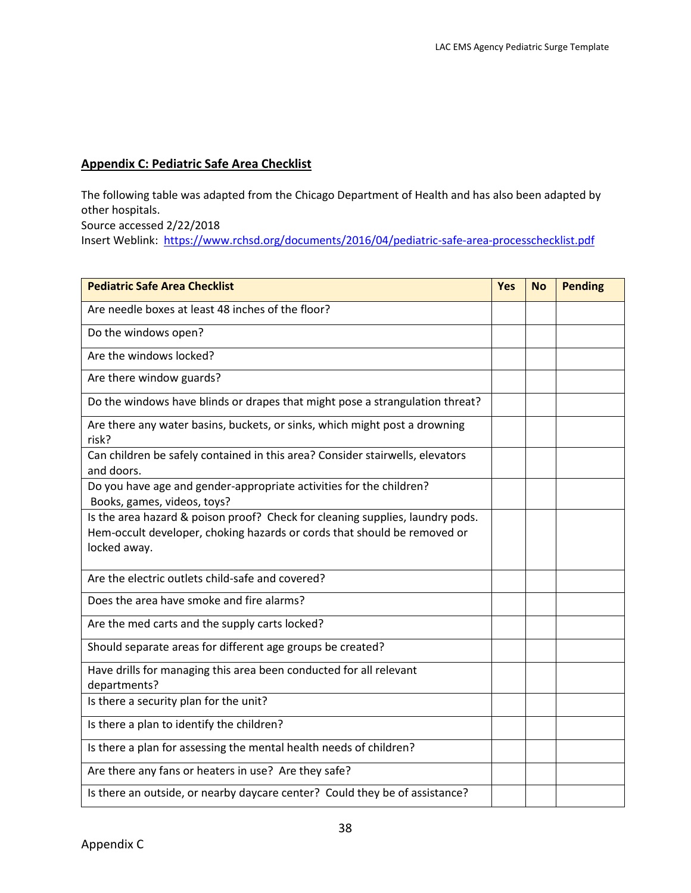## Appendix C: Pediatric Safe Area Checklist

The following table was adapted from the Chicago Department of Health and has also been adapted by other hospitals.
Source accessed 2/22/2018
Insert Weblink: https://www.rchsd.org/documents/2016/04/pediatric-safe-area-processchecklist.pdf

| Pediatric Safe Area Checklist | Yes | No | Pending |
|---|---|---|---|
| Are needle boxes at least 48 inches of the floor? | | | |
| Do the windows open? | | | |
| Are the windows locked? | | | |
| Are there window guards? | | | |
| Do the windows have blinds or drapes that might pose a strangulation threat? | | | |
| Are there any water basins, buckets, or sinks, which might post a drowning risk? | | | |
| Can children be safely contained in this area? Consider stairwells, elevators and doors. | | | |
| Do you have age and gender-appropriate activities for the children? Books, games, videos, toys? | | | |
| Is the area hazard & poison proof? Check for cleaning supplies, laundry pods. Hem-occult developer, choking hazards or cords that should be removed or locked away. | | | |
| Are the electric outlets child-safe and covered? | | | |
| Does the area have smoke and fire alarms? | | | |
| Are the med carts and the supply carts locked? | | | |
| Should separate areas for different age groups be created? | | | |
| Have drills for managing this area been conducted for all relevant departments? | | | |
| Is there a security plan for the unit? | | | |
| Is there a plan to identify the children? | | | |
| Is there a plan for assessing the mental health needs of children? | | | |
| Are there any fans or heaters in use? Are they safe? | | | |
| Is there an outside, or nearby daycare center? Could they be of assistance? | | | |

Appendix C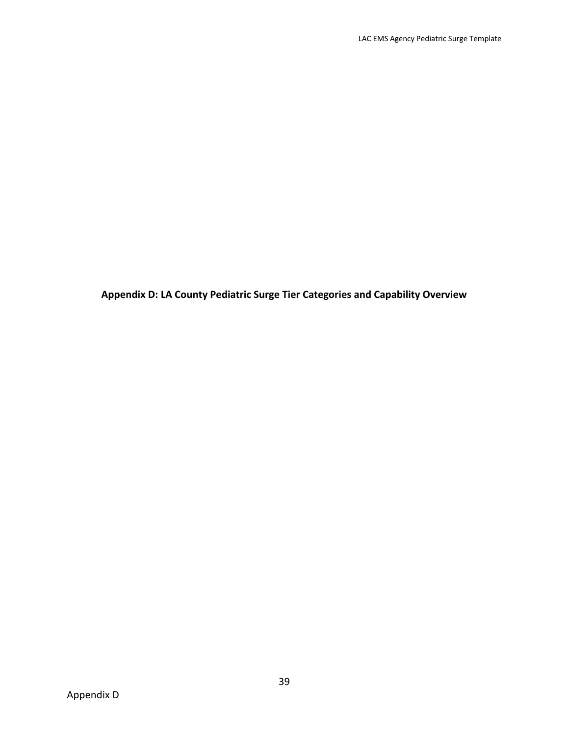## Appendix D: LA County Pediatric Surge Tier Categories and Capability Overview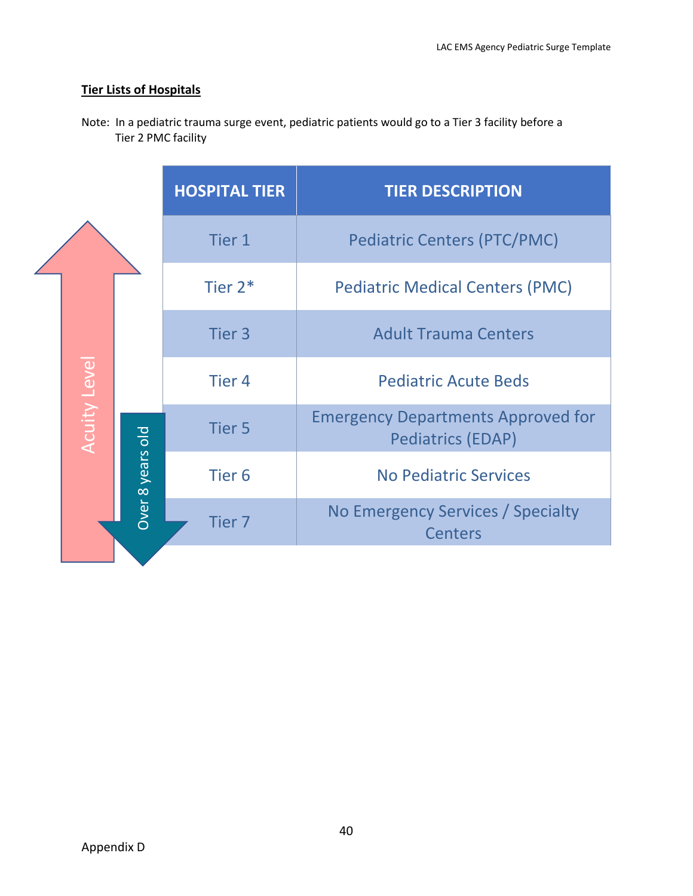**Tier Lists of Hospitals**

Note: In a pediatric trauma surge event, pediatric patients would go to a Tier 3 facility before a Tier 2 PMC facility

| HOSPITAL TIER | TIER DESCRIPTION |
|---|---|
| Tier 1 | Pediatric Centers (PTC/PMC) |
| Tier 2* | Pediatric Medical Centers (PMC) |
| Tier 3 | Adult Trauma Centers |
| Tier 4 | Pediatric Acute Beds |
| Tier 5 | Emergency Departments Approved for Pediatrics (EDAP) |
| Tier 6 | No Pediatric Services |
| Tier 7 | No Emergency Services / Specialty Centers |

Acuity Level

Over 8 years old

Appendix D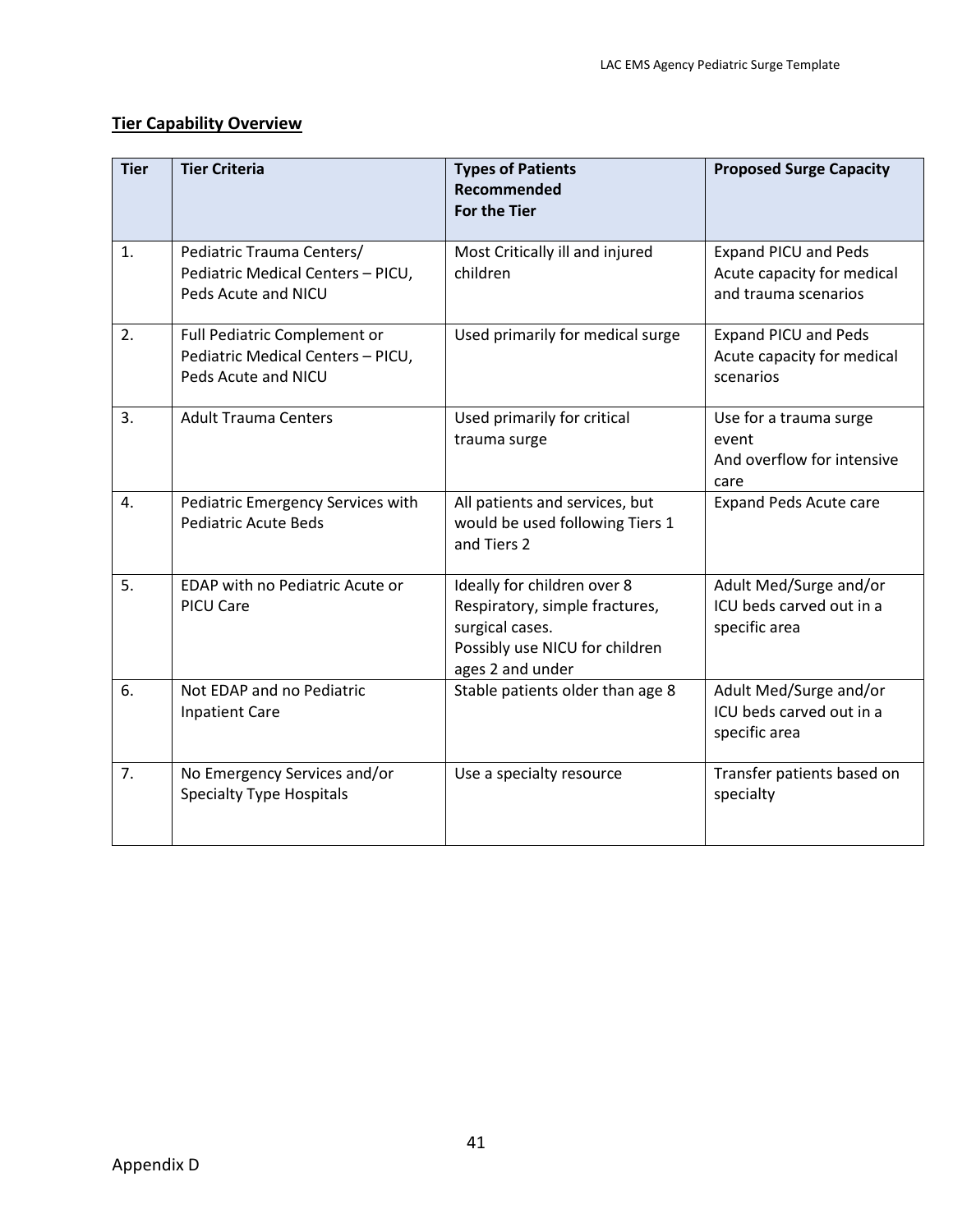**Tier Capability Overview**

| Tier | Tier Criteria | Types of Patients Recommended For the Tier | Proposed Surge Capacity |
|---|---|---|---|
| 1. | Pediatric Trauma Centers/ Pediatric Medical Centers – PICU, Peds Acute and NICU | Most Critically ill and injured children | Expand PICU and Peds Acute capacity for medical and trauma scenarios |
| 2. | Full Pediatric Complement or Pediatric Medical Centers – PICU, Peds Acute and NICU | Used primarily for medical surge | Expand PICU and Peds Acute capacity for medical scenarios |
| 3. | Adult Trauma Centers | Used primarily for critical trauma surge | Use for a trauma surge event And overflow for intensive care |
| 4. | Pediatric Emergency Services with Pediatric Acute Beds | All patients and services, but would be used following Tiers 1 and Tiers 2 | Expand Peds Acute care |
| 5. | EDAP with no Pediatric Acute or PICU Care | Ideally for children over 8 Respiratory, simple fractures, surgical cases. Possibly use NICU for children ages 2 and under | Adult Med/Surge and/or ICU beds carved out in a specific area |
| 6. | Not EDAP and no Pediatric Inpatient Care | Stable patients older than age 8 | Adult Med/Surge and/or ICU beds carved out in a specific area |
| 7. | No Emergency Services and/or Specialty Type Hospitals | Use a specialty resource | Transfer patients based on specialty |

Appendix D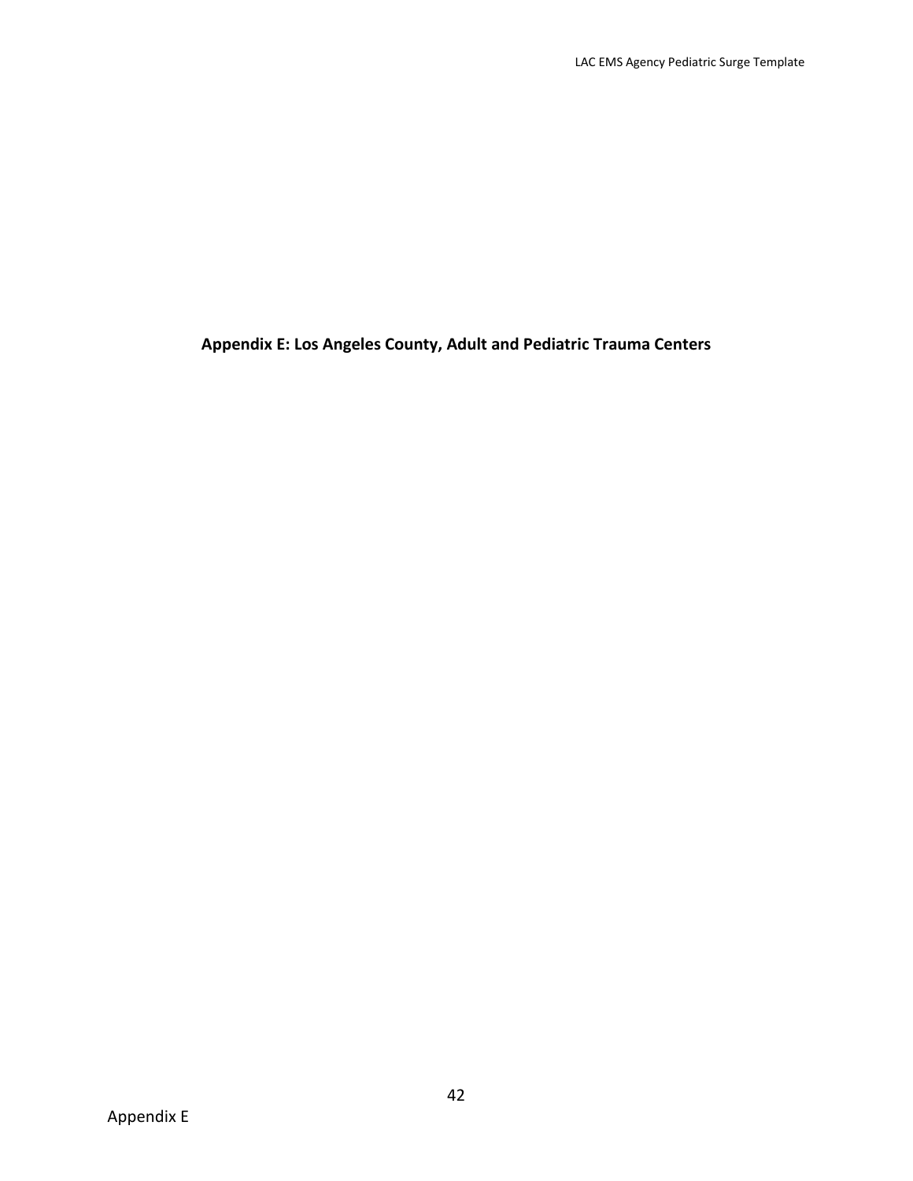**Appendix E: Los Angeles County, Adult and Pediatric Trauma Centers**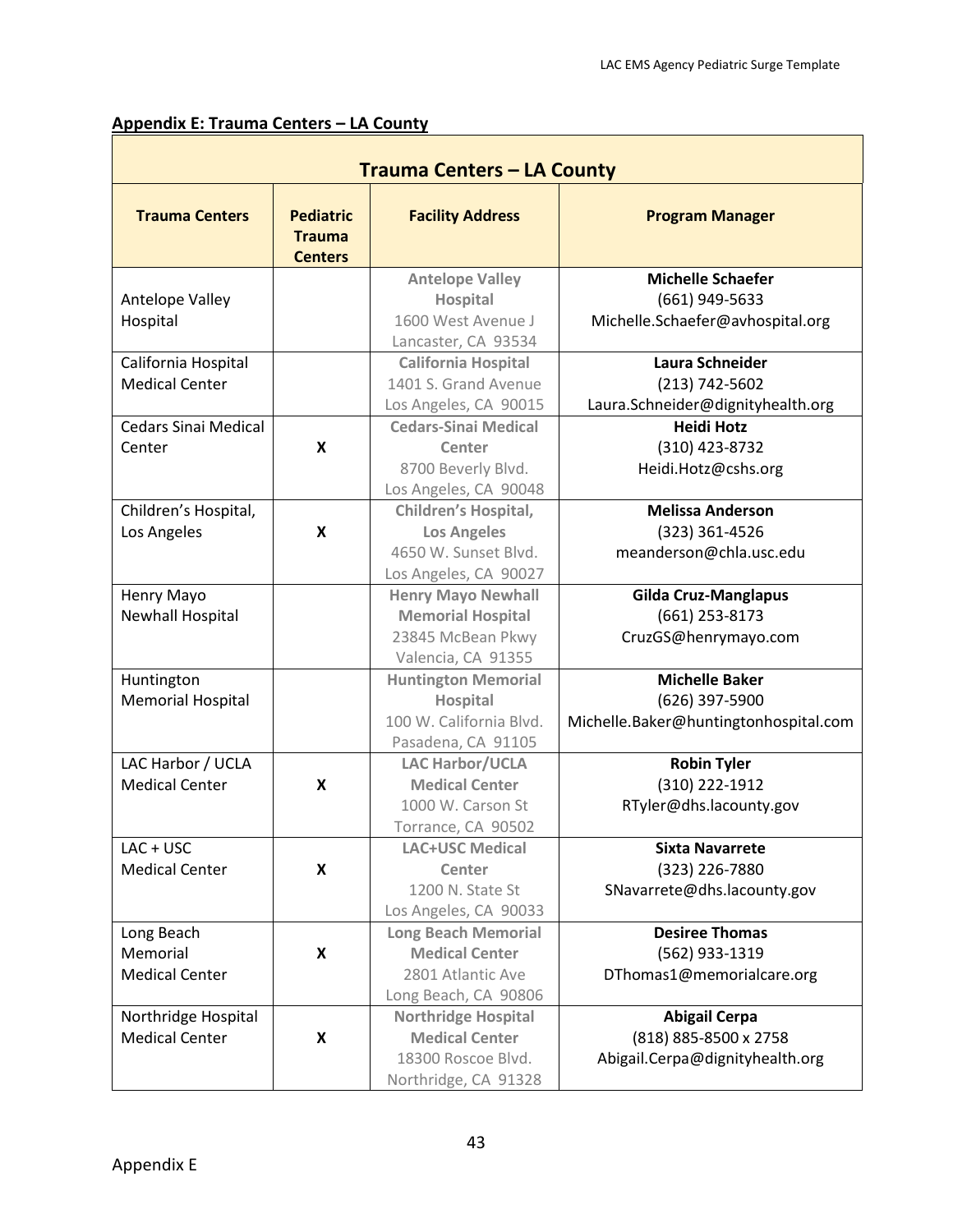**Appendix E: Trauma Centers – LA County**

| Trauma Centers – LA County | | | |
|---|---|---|---|
| **Trauma Centers** | **Pediatric Trauma Centers** | **Facility Address** | **Program Manager** |
| Antelope Valley Hospital | | **Antelope Valley Hospital** 1600 West Avenue J Lancaster, CA 93534 | **Michelle Schaefer** (661) 949-5633 Michelle.Schaefer@avhospital.org |
| California Hospital Medical Center | | **California Hospital** 1401 S. Grand Avenue Los Angeles, CA 90015 | **Laura Schneider** (213) 742-5602 Laura.Schneider@dignityhealth.org |
| Cedars Sinai Medical Center | **X** | **Cedars-Sinai Medical Center** 8700 Beverly Blvd. Los Angeles, CA 90048 | **Heidi Hotz** (310) 423-8732 Heidi.Hotz@cshs.org |
| Children's Hospital, Los Angeles | **X** | **Children's Hospital, Los Angeles** 4650 W. Sunset Blvd. Los Angeles, CA 90027 | **Melissa Anderson** (323) 361-4526 meanderson@chla.usc.edu |
| Henry Mayo Newhall Hospital | | **Henry Mayo Newhall Memorial Hospital** 23845 McBean Pkwy Valencia, CA 91355 | **Gilda Cruz-Manglapus** (661) 253-8173 CruzGS@henrymayo.com |
| Huntington Memorial Hospital | | **Huntington Memorial Hospital** 100 W. California Blvd. Pasadena, CA 91105 | **Michelle Baker** (626) 397-5900 Michelle.Baker@huntingtonhospital.com |
| LAC Harbor / UCLA Medical Center | **X** | **LAC Harbor/UCLA Medical Center** 1000 W. Carson St Torrance, CA 90502 | **Robin Tyler** (310) 222-1912 RTyler@dhs.lacounty.gov |
| LAC + USC Medical Center | **X** | **LAC+USC Medical Center** 1200 N. State St Los Angeles, CA 90033 | **Sixta Navarrete** (323) 226-7880 SNavarrete@dhs.lacounty.gov |
| Long Beach Memorial Medical Center | **X** | **Long Beach Memorial Medical Center** 2801 Atlantic Ave Long Beach, CA 90806 | **Desiree Thomas** (562) 933-1319 DThomas1@memorialcare.org |
| Northridge Hospital Medical Center | **X** | **Northridge Hospital Medical Center** 18300 Roscoe Blvd. Northridge, CA 91328 | **Abigail Cerpa** (818) 885-8500 x 2758 Abigail.Cerpa@dignityhealth.org |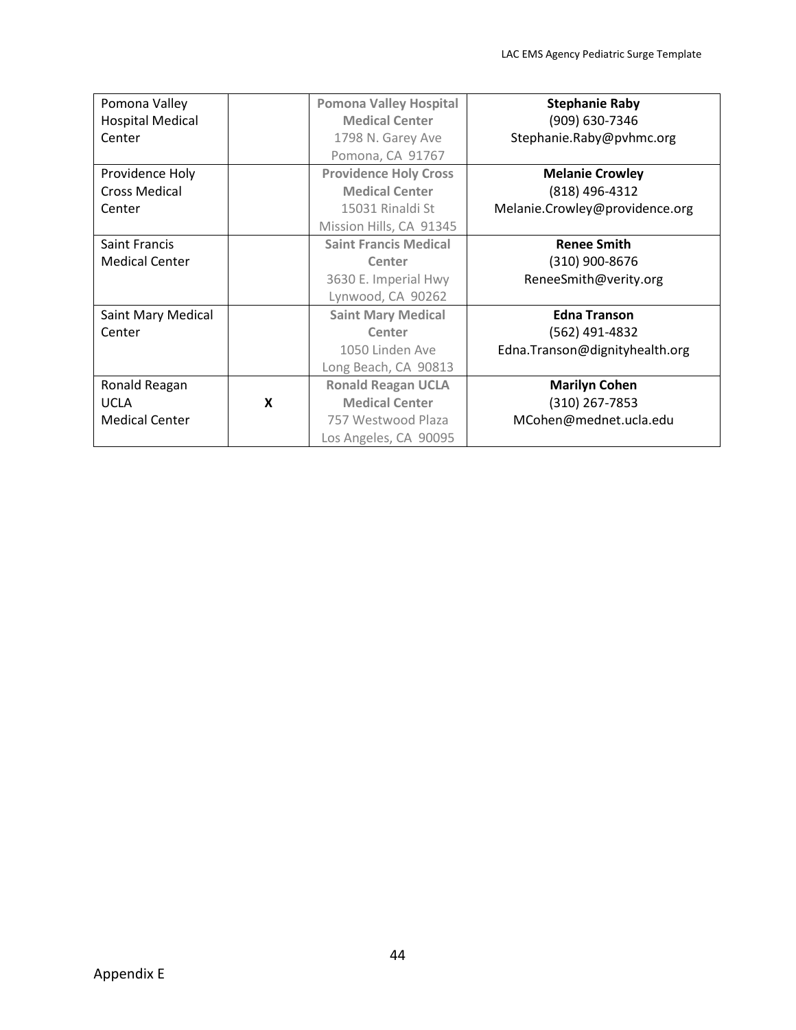| | | | |
|---|---|---|---|
| Pomona Valley Hospital Medical Center | | **Pomona Valley Hospital Medical Center**<br>1798 N. Garey Ave<br>Pomona, CA 91767 | **Stephanie Raby**<br>(909) 630-7346<br>Stephanie.Raby@pvhmc.org |
| Providence Holy Cross Medical Center | | **Providence Holy Cross Medical Center**<br>15031 Rinaldi St<br>Mission Hills, CA 91345 | **Melanie Crowley**<br>(818) 496-4312<br>Melanie.Crowley@providence.org |
| Saint Francis Medical Center | | **Saint Francis Medical Center**<br>3630 E. Imperial Hwy<br>Lynwood, CA 90262 | **Renee Smith**<br>(310) 900-8676<br>ReneeSmith@verity.org |
| Saint Mary Medical Center | | **Saint Mary Medical Center**<br>1050 Linden Ave<br>Long Beach, CA 90813 | **Edna Transon**<br>(562) 491-4832<br>Edna.Transon@dignityhealth.org |
| Ronald Reagan UCLA Medical Center | **X** | **Ronald Reagan UCLA Medical Center**<br>757 Westwood Plaza<br>Los Angeles, CA 90095 | **Marilyn Cohen**<br>(310) 267-7853<br>MCohen@mednet.ucla.edu |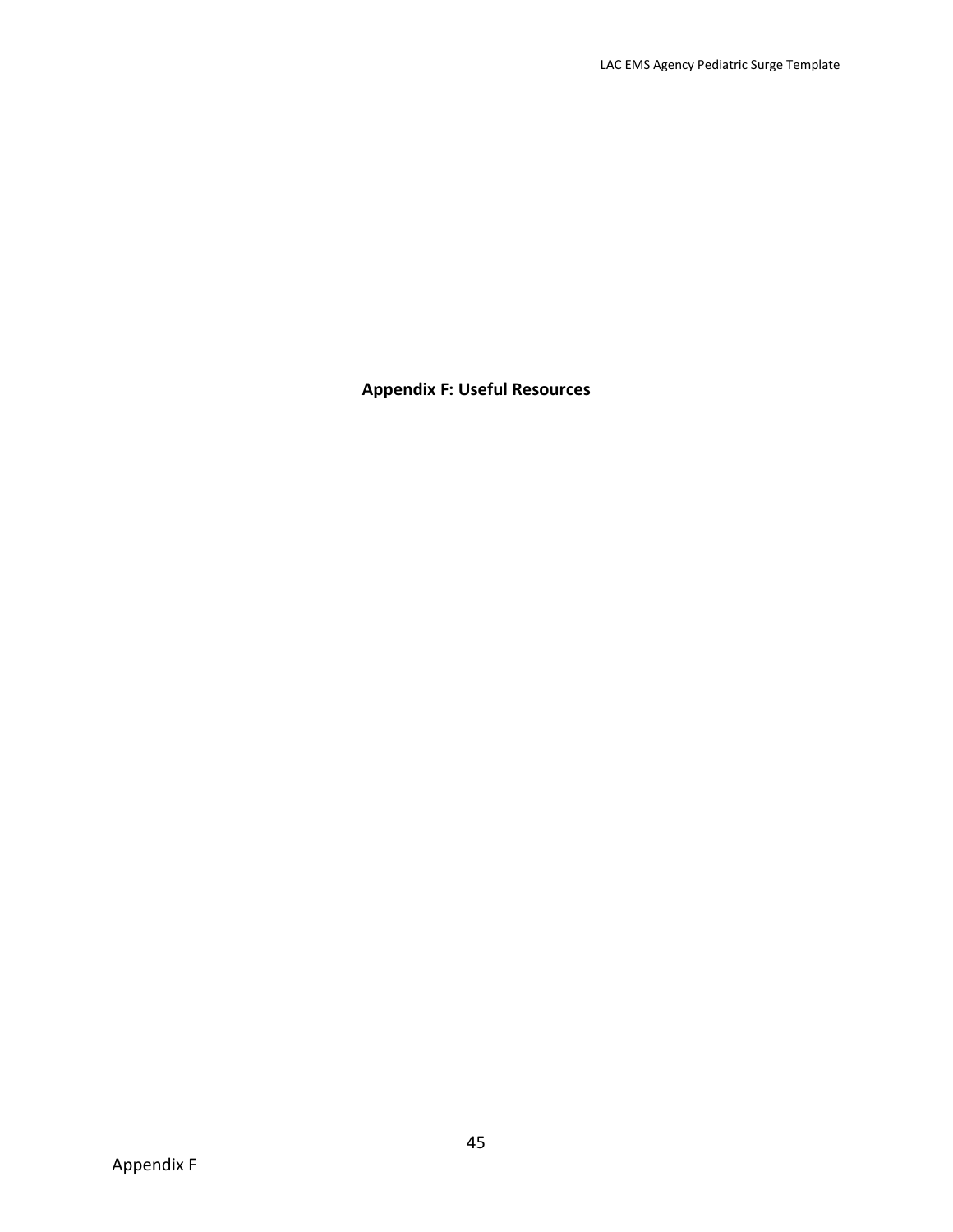# Appendix F: Useful Resources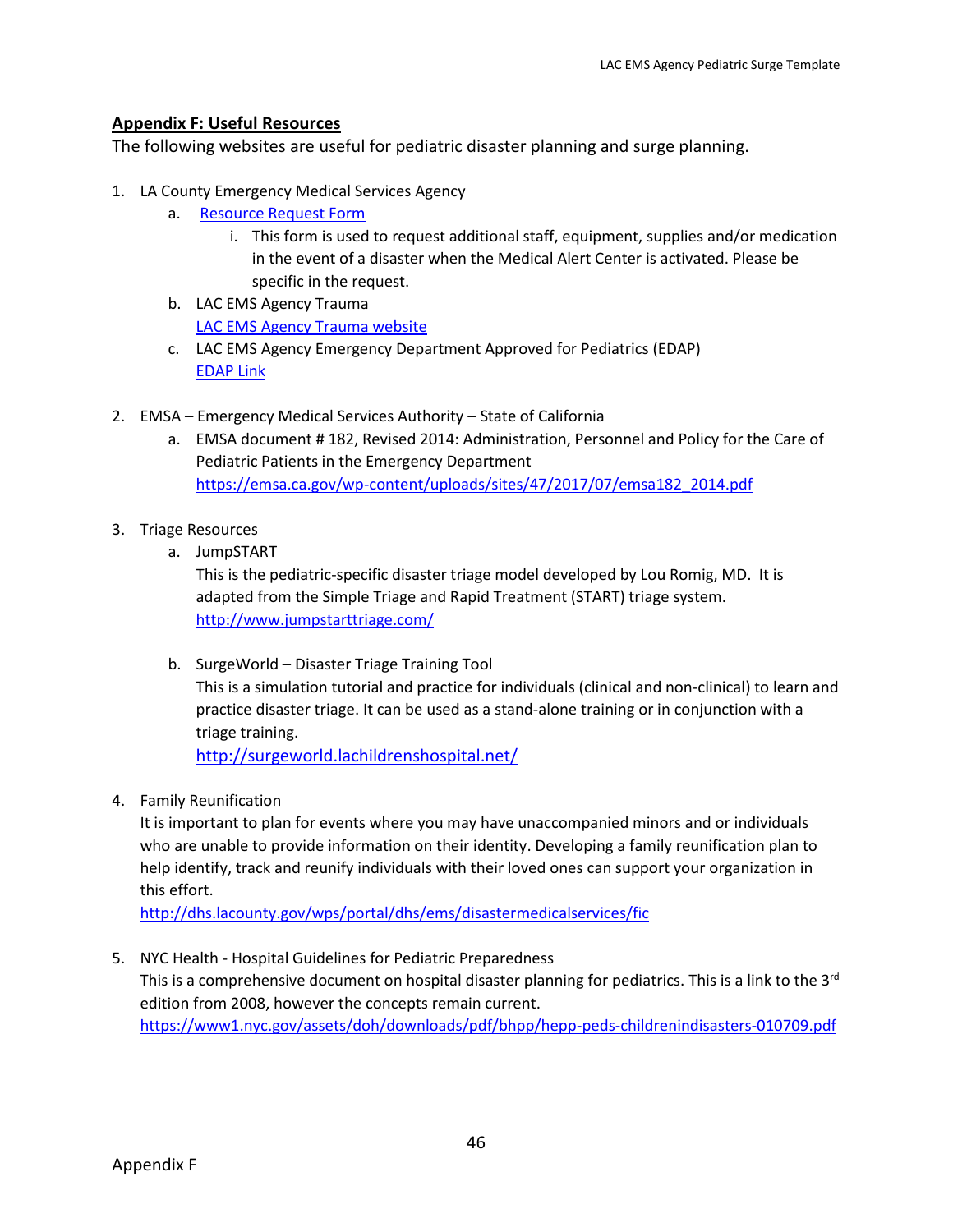## Appendix F: Useful Resources

The following websites are useful for pediatric disaster planning and surge planning.

1. LA County Emergency Medical Services Agency
   a. Resource Request Form
      i. This form is used to request additional staff, equipment, supplies and/or medication in the event of a disaster when the Medical Alert Center is activated. Please be specific in the request.
   b. LAC EMS Agency Trauma
      LAC EMS Agency Trauma website
   c. LAC EMS Agency Emergency Department Approved for Pediatrics (EDAP)
      EDAP Link

2. EMSA – Emergency Medical Services Authority – State of California
   a. EMSA document # 182, Revised 2014: Administration, Personnel and Policy for the Care of Pediatric Patients in the Emergency Department
      https://emsa.ca.gov/wp-content/uploads/sites/47/2017/07/emsa182_2014.pdf

3. Triage Resources
   a. JumpSTART
      This is the pediatric-specific disaster triage model developed by Lou Romig, MD. It is adapted from the Simple Triage and Rapid Treatment (START) triage system.
      http://www.jumpstarttriage.com/
   b. SurgeWorld – Disaster Triage Training Tool
      This is a simulation tutorial and practice for individuals (clinical and non-clinical) to learn and practice disaster triage. It can be used as a stand-alone training or in conjunction with a triage training.
      http://surgeworld.lachildrenshospital.net/

4. Family Reunification
   It is important to plan for events where you may have unaccompanied minors and or individuals who are unable to provide information on their identity. Developing a family reunification plan to help identify, track and reunify individuals with their loved ones can support your organization in this effort.
   http://dhs.lacounty.gov/wps/portal/dhs/ems/disastermedicalservices/fic

5. NYC Health - Hospital Guidelines for Pediatric Preparedness
   This is a comprehensive document on hospital disaster planning for pediatrics. This is a link to the 3rd edition from 2008, however the concepts remain current.
   https://www1.nyc.gov/assets/doh/downloads/pdf/bhpp/hepp-peds-childrenindisasters-010709.pdf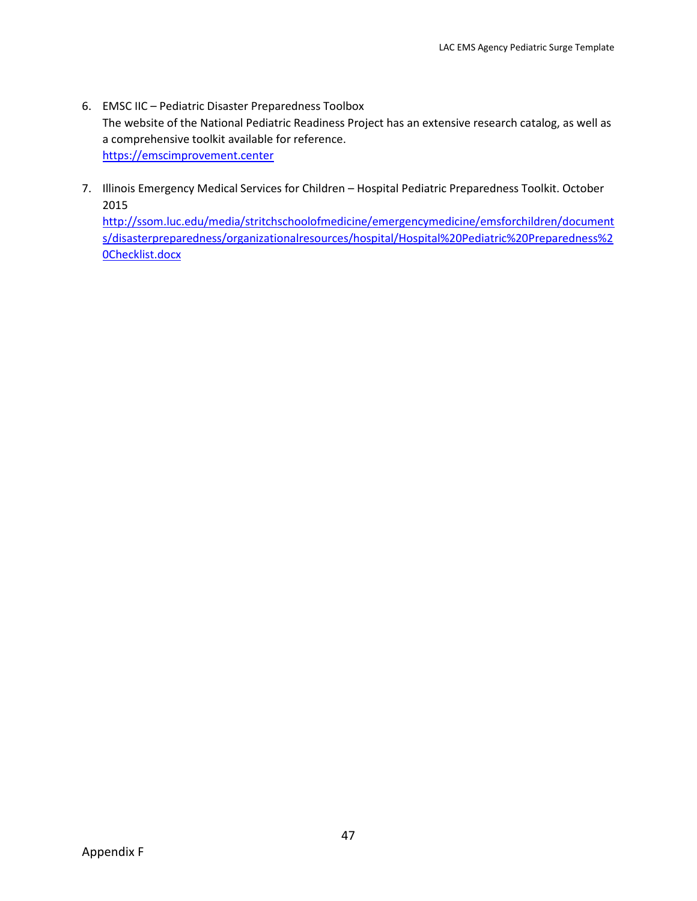6. EMSC IIC – Pediatric Disaster Preparedness Toolbox
   The website of the National Pediatric Readiness Project has an extensive research catalog, as well as a comprehensive toolkit available for reference.
   https://emscimprovement.center

7. Illinois Emergency Medical Services for Children – Hospital Pediatric Preparedness Toolkit. October 2015
   http://ssom.luc.edu/media/stritchschoolofmedicine/emergencymedicine/emsforchildren/documents/disasterpreparedness/organizationalresources/hospital/Hospital%20Pediatric%20Preparedness%20Checklist.docx